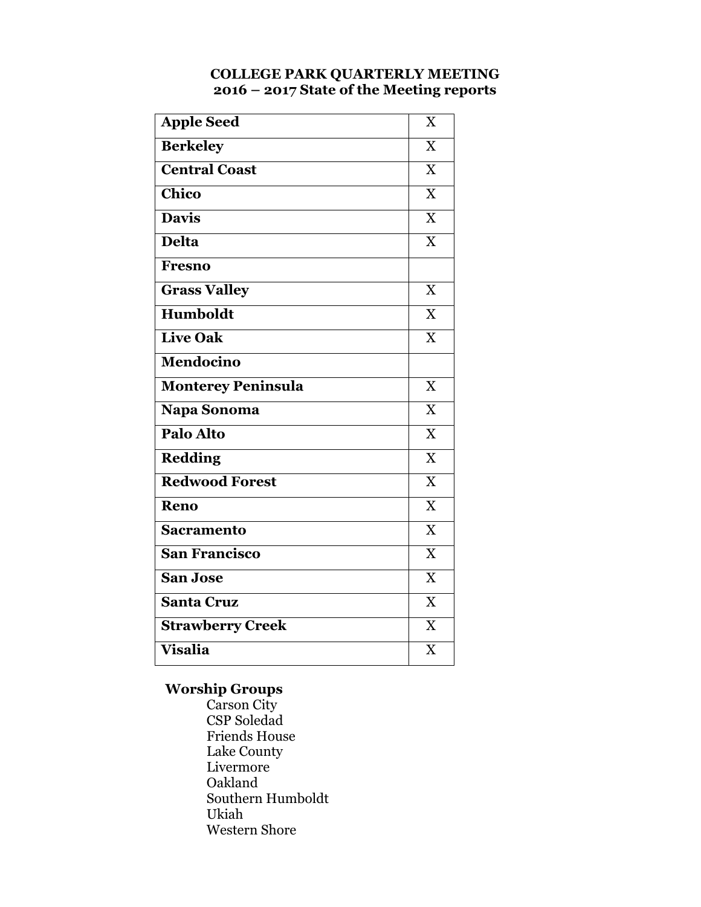# COLLEGE PARK QUARTERLY MEETING
## 2016 – 2017 State of the Meeting reports

| | |
|---|---|
| **Apple Seed** | X |
| **Berkeley** | X |
| **Central Coast** | X |
| **Chico** | X |
| **Davis** | X |
| **Delta** | X |
| **Fresno** | |
| **Grass Valley** | X |
| **Humboldt** | X |
| **Live Oak** | X |
| **Mendocino** | |
| **Monterey Peninsula** | X |
| **Napa Sonoma** | X |
| **Palo Alto** | X |
| **Redding** | X |
| **Redwood Forest** | X |
| **Reno** | X |
| **Sacramento** | X |
| **San Francisco** | X |
| **San Jose** | X |
| **Santa Cruz** | X |
| **Strawberry Creek** | X |
| **Visalia** | X |

**Worship Groups**

- Carson City
- CSP Soledad
- Friends House
- Lake County
- Livermore
- Oakland
- Southern Humboldt
- Ukiah
- Western Shore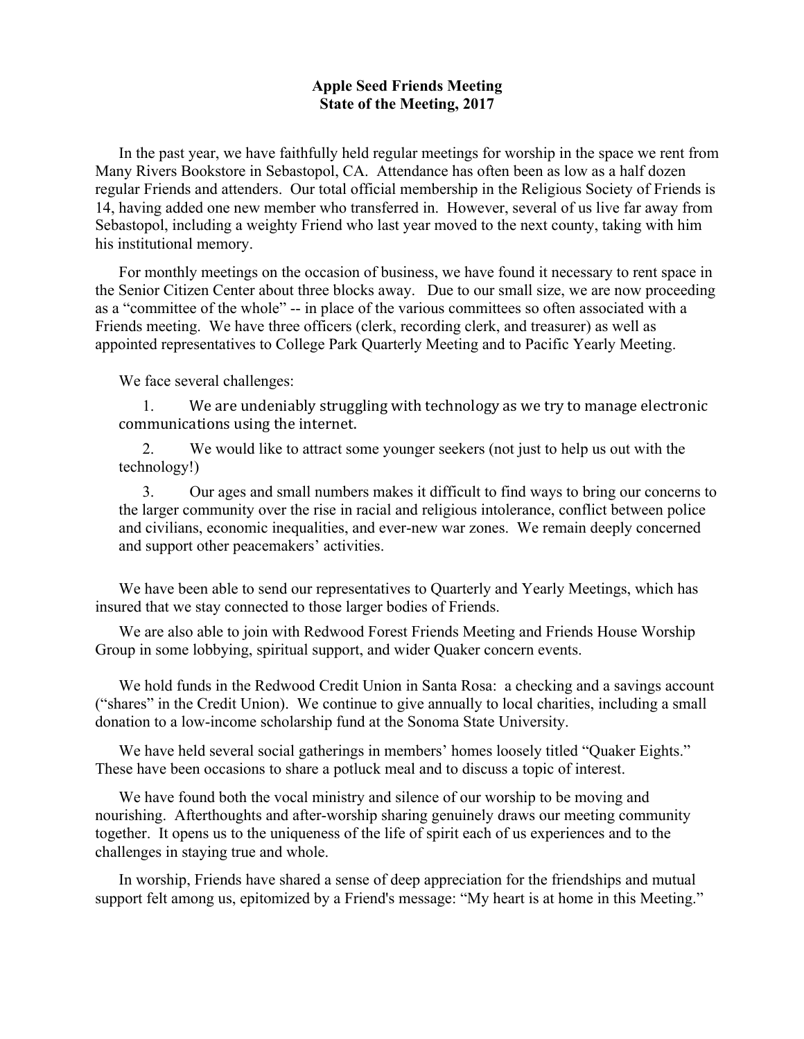# Apple Seed Friends Meeting
## State of the Meeting, 2017

In the past year, we have faithfully held regular meetings for worship in the space we rent from Many Rivers Bookstore in Sebastopol, CA. Attendance has often been as low as a half dozen regular Friends and attenders. Our total official membership in the Religious Society of Friends is 14, having added one new member who transferred in. However, several of us live far away from Sebastopol, including a weighty Friend who last year moved to the next county, taking with him his institutional memory.

For monthly meetings on the occasion of business, we have found it necessary to rent space in the Senior Citizen Center about three blocks away. Due to our small size, we are now proceeding as a "committee of the whole" -- in place of the various committees so often associated with a Friends meeting. We have three officers (clerk, recording clerk, and treasurer) as well as appointed representatives to College Park Quarterly Meeting and to Pacific Yearly Meeting.

We face several challenges:

1. We are undeniably struggling with technology as we try to manage electronic communications using the internet.
2. We would like to attract some younger seekers (not just to help us out with the technology!)
3. Our ages and small numbers makes it difficult to find ways to bring our concerns to the larger community over the rise in racial and religious intolerance, conflict between police and civilians, economic inequalities, and ever-new war zones. We remain deeply concerned and support other peacemakers' activities.

We have been able to send our representatives to Quarterly and Yearly Meetings, which has insured that we stay connected to those larger bodies of Friends.

We are also able to join with Redwood Forest Friends Meeting and Friends House Worship Group in some lobbying, spiritual support, and wider Quaker concern events.

We hold funds in the Redwood Credit Union in Santa Rosa: a checking and a savings account ("shares" in the Credit Union). We continue to give annually to local charities, including a small donation to a low-income scholarship fund at the Sonoma State University.

We have held several social gatherings in members' homes loosely titled "Quaker Eights." These have been occasions to share a potluck meal and to discuss a topic of interest.

We have found both the vocal ministry and silence of our worship to be moving and nourishing. Afterthoughts and after-worship sharing genuinely draws our meeting community together. It opens us to the uniqueness of the life of spirit each of us experiences and to the challenges in staying true and whole.

In worship, Friends have shared a sense of deep appreciation for the friendships and mutual support felt among us, epitomized by a Friend's message: "My heart is at home in this Meeting."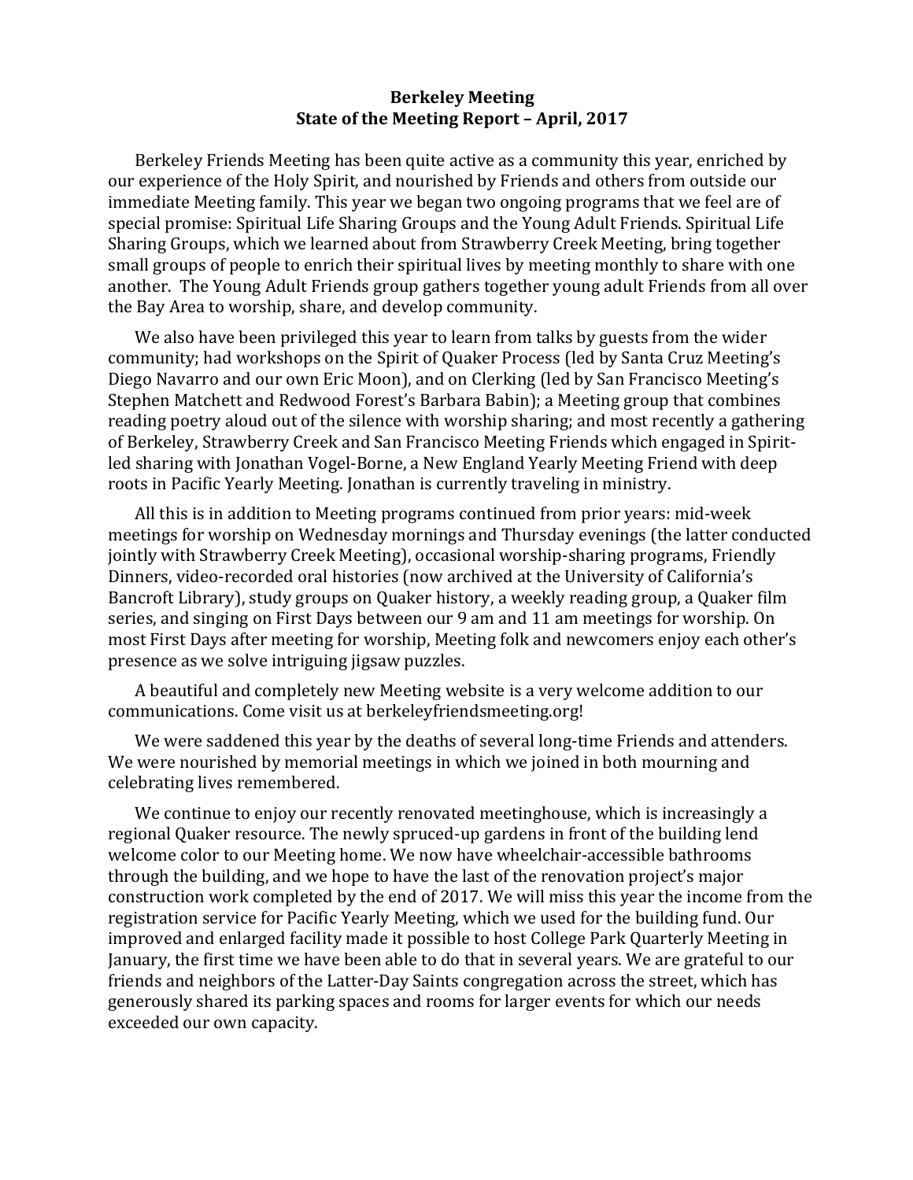**Berkeley Meeting**
**State of the Meeting Report – April, 2017**

Berkeley Friends Meeting has been quite active as a community this year, enriched by our experience of the Holy Spirit, and nourished by Friends and others from outside our immediate Meeting family. This year we began two ongoing programs that we feel are of special promise: Spiritual Life Sharing Groups and the Young Adult Friends. Spiritual Life Sharing Groups, which we learned about from Strawberry Creek Meeting, bring together small groups of people to enrich their spiritual lives by meeting monthly to share with one another. The Young Adult Friends group gathers together young adult Friends from all over the Bay Area to worship, share, and develop community.

We also have been privileged this year to learn from talks by guests from the wider community; had workshops on the Spirit of Quaker Process (led by Santa Cruz Meeting's Diego Navarro and our own Eric Moon), and on Clerking (led by San Francisco Meeting's Stephen Matchett and Redwood Forest's Barbara Babin); a Meeting group that combines reading poetry aloud out of the silence with worship sharing; and most recently a gathering of Berkeley, Strawberry Creek and San Francisco Meeting Friends which engaged in Spirit-led sharing with Jonathan Vogel-Borne, a New England Yearly Meeting Friend with deep roots in Pacific Yearly Meeting. Jonathan is currently traveling in ministry.

All this is in addition to Meeting programs continued from prior years: mid-week meetings for worship on Wednesday mornings and Thursday evenings (the latter conducted jointly with Strawberry Creek Meeting), occasional worship-sharing programs, Friendly Dinners, video-recorded oral histories (now archived at the University of California's Bancroft Library), study groups on Quaker history, a weekly reading group, a Quaker film series, and singing on First Days between our 9 am and 11 am meetings for worship. On most First Days after meeting for worship, Meeting folk and newcomers enjoy each other's presence as we solve intriguing jigsaw puzzles.

A beautiful and completely new Meeting website is a very welcome addition to our communications. Come visit us at berkeleyfriendsmeeting.org!

We were saddened this year by the deaths of several long-time Friends and attenders. We were nourished by memorial meetings in which we joined in both mourning and celebrating lives remembered.

We continue to enjoy our recently renovated meetinghouse, which is increasingly a regional Quaker resource. The newly spruced-up gardens in front of the building lend welcome color to our Meeting home. We now have wheelchair-accessible bathrooms through the building, and we hope to have the last of the renovation project's major construction work completed by the end of 2017. We will miss this year the income from the registration service for Pacific Yearly Meeting, which we used for the building fund. Our improved and enlarged facility made it possible to host College Park Quarterly Meeting in January, the first time we have been able to do that in several years. We are grateful to our friends and neighbors of the Latter-Day Saints congregation across the street, which has generously shared its parking spaces and rooms for larger events for which our needs exceeded our own capacity.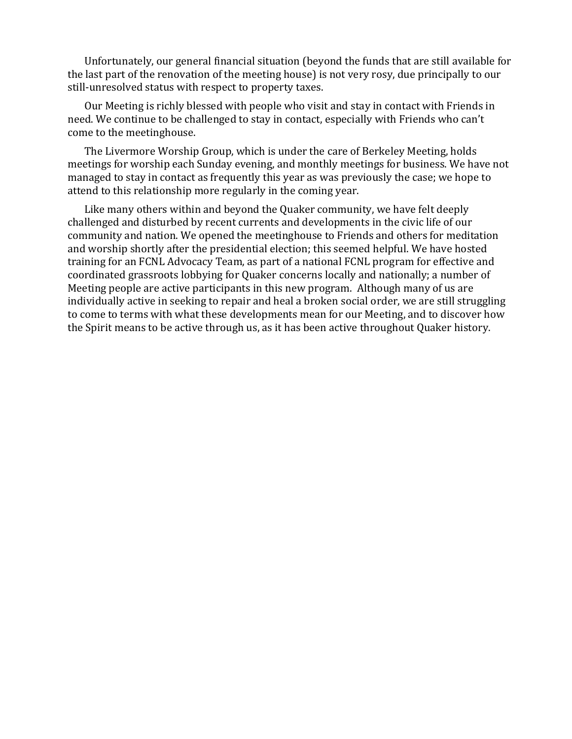Unfortunately, our general financial situation (beyond the funds that are still available for the last part of the renovation of the meeting house) is not very rosy, due principally to our still-unresolved status with respect to property taxes.

Our Meeting is richly blessed with people who visit and stay in contact with Friends in need. We continue to be challenged to stay in contact, especially with Friends who can't come to the meetinghouse.

The Livermore Worship Group, which is under the care of Berkeley Meeting, holds meetings for worship each Sunday evening, and monthly meetings for business. We have not managed to stay in contact as frequently this year as was previously the case; we hope to attend to this relationship more regularly in the coming year.

Like many others within and beyond the Quaker community, we have felt deeply challenged and disturbed by recent currents and developments in the civic life of our community and nation. We opened the meetinghouse to Friends and others for meditation and worship shortly after the presidential election; this seemed helpful. We have hosted training for an FCNL Advocacy Team, as part of a national FCNL program for effective and coordinated grassroots lobbying for Quaker concerns locally and nationally; a number of Meeting people are active participants in this new program. Although many of us are individually active in seeking to repair and heal a broken social order, we are still struggling to come to terms with what these developments mean for our Meeting, and to discover how the Spirit means to be active through us, as it has been active throughout Quaker history.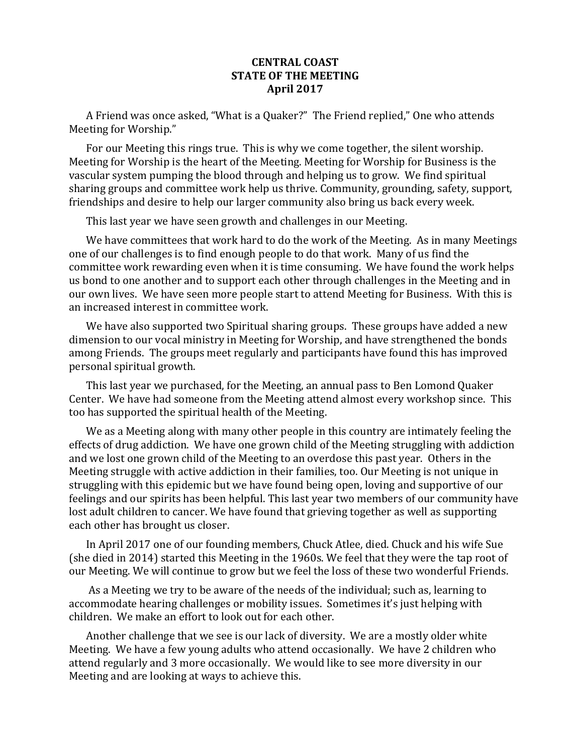**CENTRAL COAST**
**STATE OF THE MEETING**
**April 2017**

A Friend was once asked, "What is a Quaker?" The Friend replied," One who attends Meeting for Worship."

For our Meeting this rings true. This is why we come together, the silent worship. Meeting for Worship is the heart of the Meeting. Meeting for Worship for Business is the vascular system pumping the blood through and helping us to grow. We find spiritual sharing groups and committee work help us thrive. Community, grounding, safety, support, friendships and desire to help our larger community also bring us back every week.

This last year we have seen growth and challenges in our Meeting.

We have committees that work hard to do the work of the Meeting. As in many Meetings one of our challenges is to find enough people to do that work. Many of us find the committee work rewarding even when it is time consuming. We have found the work helps us bond to one another and to support each other through challenges in the Meeting and in our own lives. We have seen more people start to attend Meeting for Business. With this is an increased interest in committee work.

We have also supported two Spiritual sharing groups. These groups have added a new dimension to our vocal ministry in Meeting for Worship, and have strengthened the bonds among Friends. The groups meet regularly and participants have found this has improved personal spiritual growth.

This last year we purchased, for the Meeting, an annual pass to Ben Lomond Quaker Center. We have had someone from the Meeting attend almost every workshop since. This too has supported the spiritual health of the Meeting.

We as a Meeting along with many other people in this country are intimately feeling the effects of drug addiction. We have one grown child of the Meeting struggling with addiction and we lost one grown child of the Meeting to an overdose this past year. Others in the Meeting struggle with active addiction in their families, too. Our Meeting is not unique in struggling with this epidemic but we have found being open, loving and supportive of our feelings and our spirits has been helpful. This last year two members of our community have lost adult children to cancer. We have found that grieving together as well as supporting each other has brought us closer.

In April 2017 one of our founding members, Chuck Atlee, died. Chuck and his wife Sue (she died in 2014) started this Meeting in the 1960s. We feel that they were the tap root of our Meeting. We will continue to grow but we feel the loss of these two wonderful Friends.

As a Meeting we try to be aware of the needs of the individual; such as, learning to accommodate hearing challenges or mobility issues. Sometimes it's just helping with children. We make an effort to look out for each other.

Another challenge that we see is our lack of diversity. We are a mostly older white Meeting. We have a few young adults who attend occasionally. We have 2 children who attend regularly and 3 more occasionally. We would like to see more diversity in our Meeting and are looking at ways to achieve this.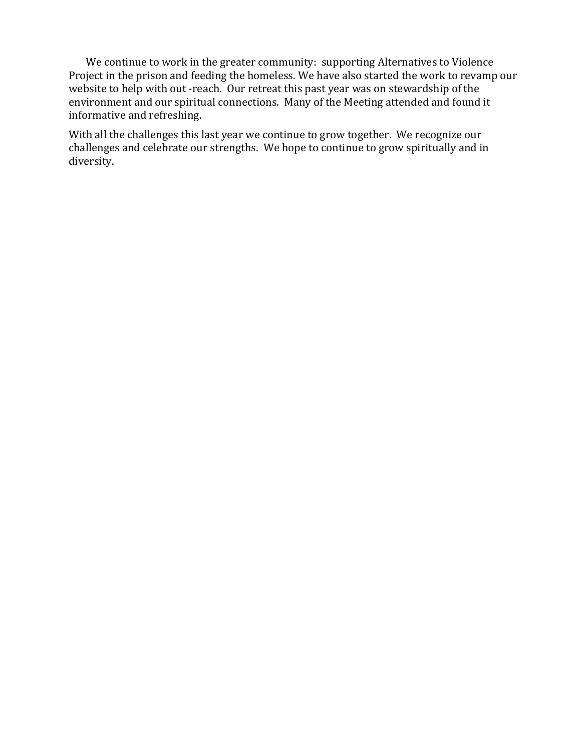We continue to work in the greater community: supporting Alternatives to Violence Project in the prison and feeding the homeless. We have also started the work to revamp our website to help with out -reach. Our retreat this past year was on stewardship of the environment and our spiritual connections. Many of the Meeting attended and found it informative and refreshing.

With all the challenges this last year we continue to grow together. We recognize our challenges and celebrate our strengths. We hope to continue to grow spiritually and in diversity.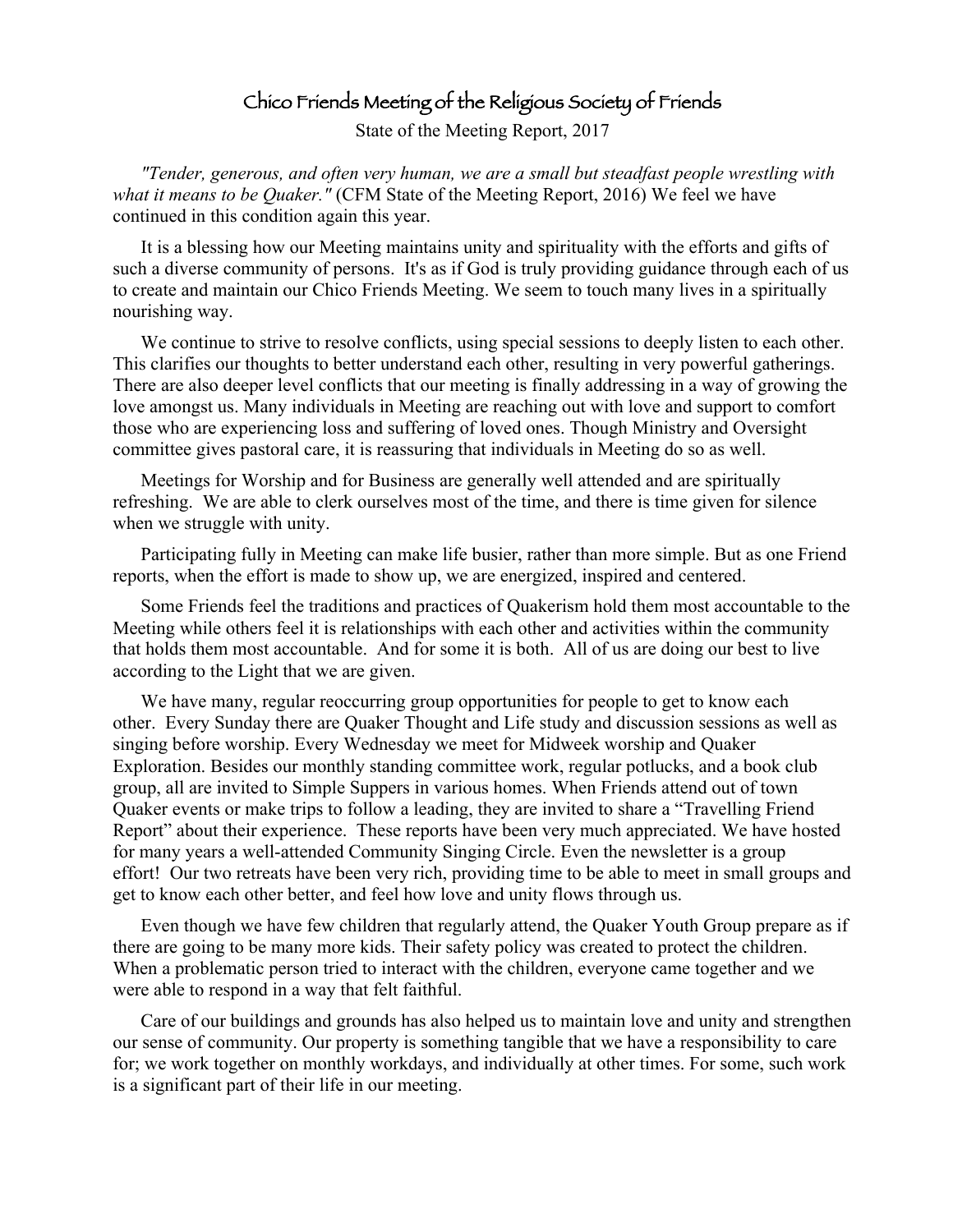# Chico Friends Meeting of the Religious Society of Friends

State of the Meeting Report, 2017

*"Tender, generous, and often very human, we are a small but steadfast people wrestling with what it means to be Quaker."* (CFM State of the Meeting Report, 2016) We feel we have continued in this condition again this year.

It is a blessing how our Meeting maintains unity and spirituality with the efforts and gifts of such a diverse community of persons. It's as if God is truly providing guidance through each of us to create and maintain our Chico Friends Meeting. We seem to touch many lives in a spiritually nourishing way.

We continue to strive to resolve conflicts, using special sessions to deeply listen to each other. This clarifies our thoughts to better understand each other, resulting in very powerful gatherings. There are also deeper level conflicts that our meeting is finally addressing in a way of growing the love amongst us. Many individuals in Meeting are reaching out with love and support to comfort those who are experiencing loss and suffering of loved ones. Though Ministry and Oversight committee gives pastoral care, it is reassuring that individuals in Meeting do so as well.

Meetings for Worship and for Business are generally well attended and are spiritually refreshing. We are able to clerk ourselves most of the time, and there is time given for silence when we struggle with unity.

Participating fully in Meeting can make life busier, rather than more simple. But as one Friend reports, when the effort is made to show up, we are energized, inspired and centered.

Some Friends feel the traditions and practices of Quakerism hold them most accountable to the Meeting while others feel it is relationships with each other and activities within the community that holds them most accountable. And for some it is both. All of us are doing our best to live according to the Light that we are given.

We have many, regular reoccurring group opportunities for people to get to know each other. Every Sunday there are Quaker Thought and Life study and discussion sessions as well as singing before worship. Every Wednesday we meet for Midweek worship and Quaker Exploration. Besides our monthly standing committee work, regular potlucks, and a book club group, all are invited to Simple Suppers in various homes. When Friends attend out of town Quaker events or make trips to follow a leading, they are invited to share a "Travelling Friend Report" about their experience. These reports have been very much appreciated. We have hosted for many years a well-attended Community Singing Circle. Even the newsletter is a group effort! Our two retreats have been very rich, providing time to be able to meet in small groups and get to know each other better, and feel how love and unity flows through us.

Even though we have few children that regularly attend, the Quaker Youth Group prepare as if there are going to be many more kids. Their safety policy was created to protect the children. When a problematic person tried to interact with the children, everyone came together and we were able to respond in a way that felt faithful.

Care of our buildings and grounds has also helped us to maintain love and unity and strengthen our sense of community. Our property is something tangible that we have a responsibility to care for; we work together on monthly workdays, and individually at other times. For some, such work is a significant part of their life in our meeting.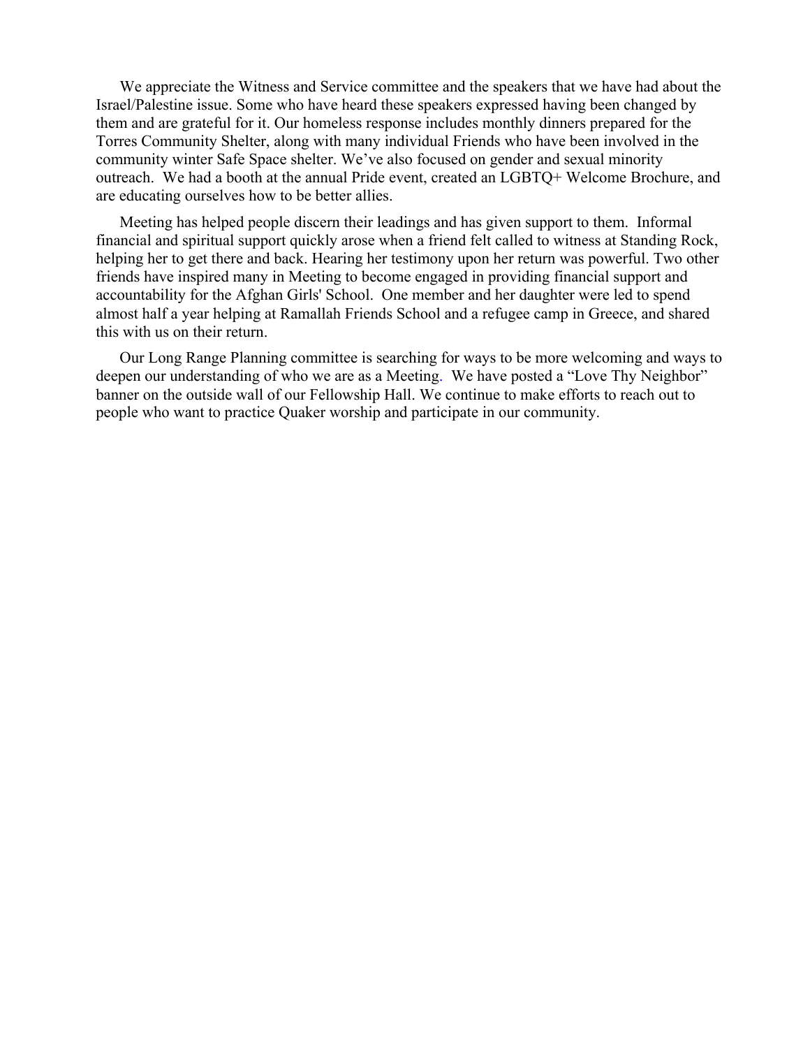We appreciate the Witness and Service committee and the speakers that we have had about the Israel/Palestine issue. Some who have heard these speakers expressed having been changed by them and are grateful for it. Our homeless response includes monthly dinners prepared for the Torres Community Shelter, along with many individual Friends who have been involved in the community winter Safe Space shelter. We've also focused on gender and sexual minority outreach. We had a booth at the annual Pride event, created an LGBTQ+ Welcome Brochure, and are educating ourselves how to be better allies.

Meeting has helped people discern their leadings and has given support to them. Informal financial and spiritual support quickly arose when a friend felt called to witness at Standing Rock, helping her to get there and back. Hearing her testimony upon her return was powerful. Two other friends have inspired many in Meeting to become engaged in providing financial support and accountability for the Afghan Girls' School. One member and her daughter were led to spend almost half a year helping at Ramallah Friends School and a refugee camp in Greece, and shared this with us on their return.

Our Long Range Planning committee is searching for ways to be more welcoming and ways to deepen our understanding of who we are as a Meeting. We have posted a "Love Thy Neighbor" banner on the outside wall of our Fellowship Hall. We continue to make efforts to reach out to people who want to practice Quaker worship and participate in our community.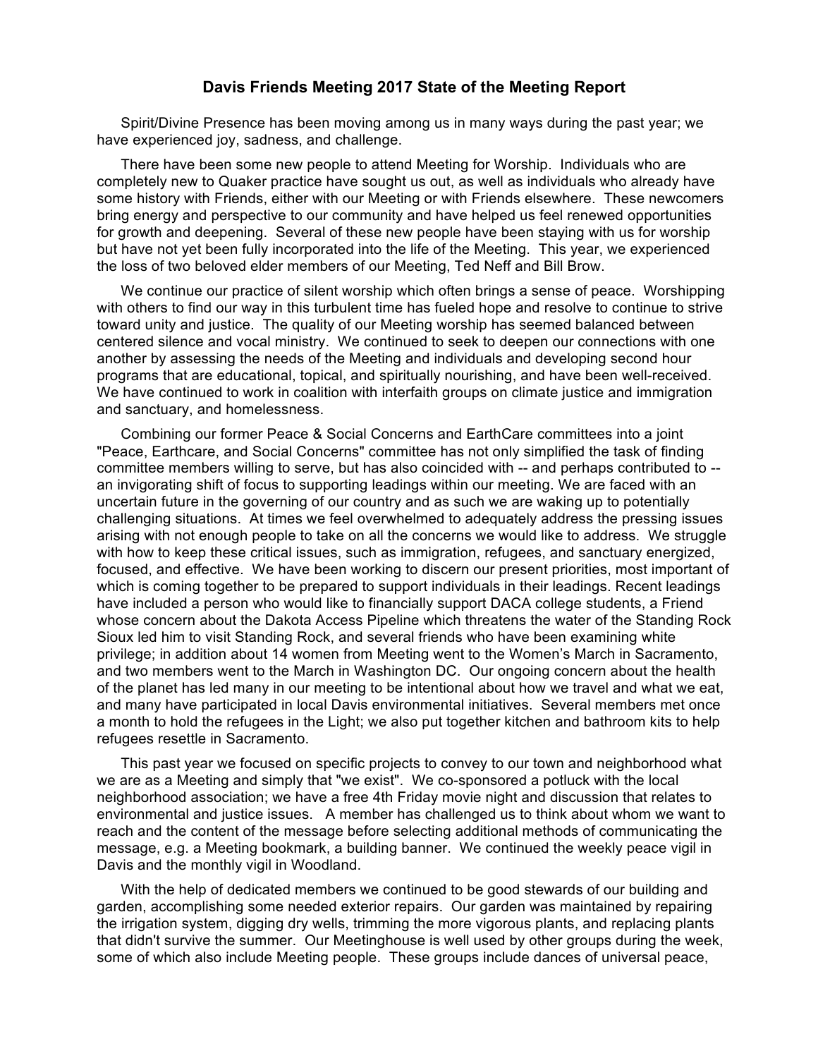## Davis Friends Meeting 2017 State of the Meeting Report

Spirit/Divine Presence has been moving among us in many ways during the past year; we have experienced joy, sadness, and challenge.

There have been some new people to attend Meeting for Worship. Individuals who are completely new to Quaker practice have sought us out, as well as individuals who already have some history with Friends, either with our Meeting or with Friends elsewhere. These newcomers bring energy and perspective to our community and have helped us feel renewed opportunities for growth and deepening. Several of these new people have been staying with us for worship but have not yet been fully incorporated into the life of the Meeting. This year, we experienced the loss of two beloved elder members of our Meeting, Ted Neff and Bill Brow.

We continue our practice of silent worship which often brings a sense of peace. Worshipping with others to find our way in this turbulent time has fueled hope and resolve to continue to strive toward unity and justice. The quality of our Meeting worship has seemed balanced between centered silence and vocal ministry. We continued to seek to deepen our connections with one another by assessing the needs of the Meeting and individuals and developing second hour programs that are educational, topical, and spiritually nourishing, and have been well-received. We have continued to work in coalition with interfaith groups on climate justice and immigration and sanctuary, and homelessness.

Combining our former Peace & Social Concerns and EarthCare committees into a joint "Peace, Earthcare, and Social Concerns" committee has not only simplified the task of finding committee members willing to serve, but has also coincided with -- and perhaps contributed to -- an invigorating shift of focus to supporting leadings within our meeting. We are faced with an uncertain future in the governing of our country and as such we are waking up to potentially challenging situations. At times we feel overwhelmed to seek to adequately address the pressing issues arising with not enough people to take on all the concerns we would like to address. We struggle with how to keep these critical issues, such as immigration, refugees, and sanctuary energized, focused, and effective. We have been working to discern our present priorities, most important of which is coming together to be prepared to support individuals in their leadings. Recent leadings have included a person who would like to financially support DACA college students, a Friend whose concern about the Dakota Access Pipeline which threatens the water of the Standing Rock Sioux led him to visit Standing Rock, and several friends who have been examining white privilege; in addition about 14 women from Meeting went to the Women's March in Sacramento, and two members went to the March in Washington DC. Our ongoing concern about the health of the planet has led many in our meeting to be intentional about how we travel and what we eat, and many have participated in local Davis environmental initiatives. Several members met once a month to hold the refugees in the Light; we also put together kitchen and bathroom kits to help refugees resettle in Sacramento.

This past year we focused on specific projects to convey to our town and neighborhood what we are as a Meeting and simply that "we exist". We co-sponsored a potluck with the local neighborhood association; we have a free 4th Friday movie night and discussion that relates to environmental and justice issues. A member has challenged us to think about whom we want to reach and the content of the message before selecting additional methods of communicating the message, e.g. a Meeting bookmark, a building banner. We continued the weekly peace vigil in Davis and the monthly vigil in Woodland.

With the help of dedicated members we continued to be good stewards of our building and garden, accomplishing some needed exterior repairs. Our garden was maintained by repairing the irrigation system, digging dry wells, trimming the more vigorous plants, and replacing plants that didn't survive the summer. Our Meetinghouse is well used by other groups during the week, some of which also include Meeting people. These groups include dances of universal peace,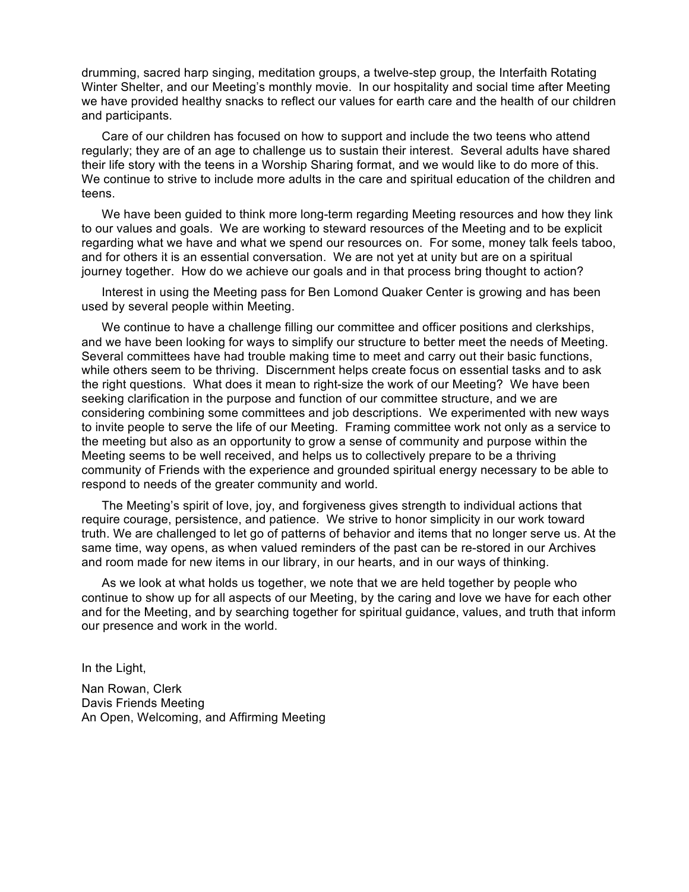drumming, sacred harp singing, meditation groups, a twelve-step group, the Interfaith Rotating Winter Shelter, and our Meeting's monthly movie. In our hospitality and social time after Meeting we have provided healthy snacks to reflect our values for earth care and the health of our children and participants.

Care of our children has focused on how to support and include the two teens who attend regularly; they are of an age to challenge us to sustain their interest. Several adults have shared their life story with the teens in a Worship Sharing format, and we would like to do more of this. We continue to strive to include more adults in the care and spiritual education of the children and teens.

We have been guided to think more long-term regarding Meeting resources and how they link to our values and goals. We are working to steward resources of the Meeting and to be explicit regarding what we have and what we spend our resources on. For some, money talk feels taboo, and for others it is an essential conversation. We are not yet at unity but are on a spiritual journey together. How do we achieve our goals and in that process bring thought to action?

Interest in using the Meeting pass for Ben Lomond Quaker Center is growing and has been used by several people within Meeting.

We continue to have a challenge filling our committee and officer positions and clerkships, and we have been looking for ways to simplify our structure to better meet the needs of Meeting. Several committees have had trouble making time to meet and carry out their basic functions, while others seem to be thriving. Discernment helps create focus on essential tasks and to ask the right questions. What does it mean to right-size the work of our Meeting? We have been seeking clarification in the purpose and function of our committee structure, and we are considering combining some committees and job descriptions. We experimented with new ways to invite people to serve the life of our Meeting. Framing committee work not only as a service to the meeting but also as an opportunity to grow a sense of community and purpose within the Meeting seems to be well received, and helps us to collectively prepare to be a thriving community of Friends with the experience and grounded spiritual energy necessary to be able to respond to needs of the greater community and world.

The Meeting's spirit of love, joy, and forgiveness gives strength to individual actions that require courage, persistence, and patience. We strive to honor simplicity in our work toward truth. We are challenged to let go of patterns of behavior and items that no longer serve us. At the same time, way opens, as when valued reminders of the past can be re-stored in our Archives and room made for new items in our library, in our hearts, and in our ways of thinking.

As we look at what holds us together, we note that we are held together by people who continue to show up for all aspects of our Meeting, by the caring and love we have for each other and for the Meeting, and by searching together for spiritual guidance, values, and truth that inform our presence and work in the world.

In the Light,

Nan Rowan, Clerk
Davis Friends Meeting
An Open, Welcoming, and Affirming Meeting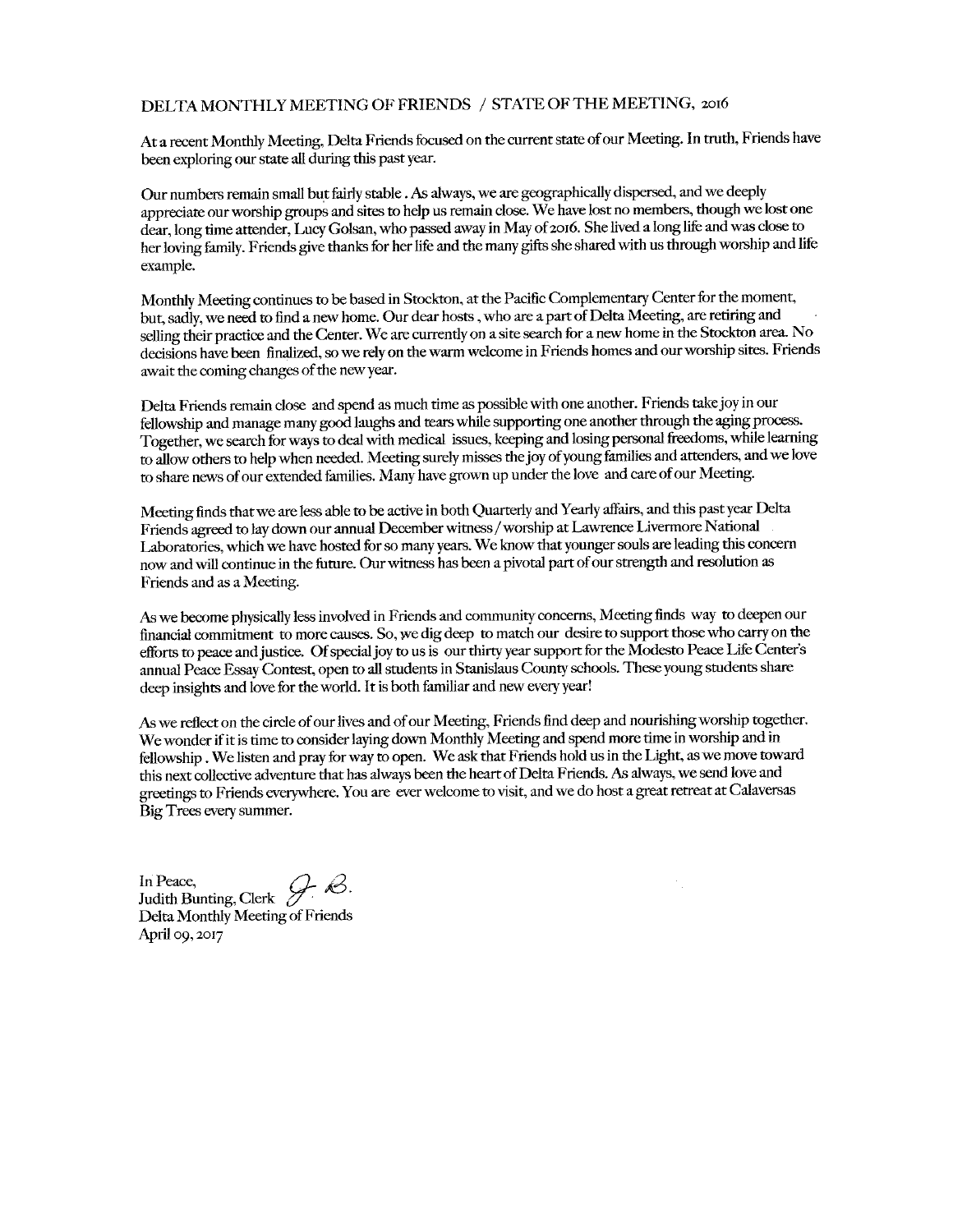# DELTA MONTHLY MEETING OF FRIENDS / STATE OF THE MEETING, 2016

At a recent Monthly Meeting, Delta Friends focused on the current state of our Meeting. In truth, Friends have been exploring our state all during this past year.

Our numbers remain small but fairly stable . As always, we are geographically dispersed, and we deeply appreciate our worship groups and sites to help us remain close. We have lost no members, though we lost one dear, long time attender, Lucy Golsan, who passed away in May of 2016. She lived a long life and was close to her loving family. Friends give thanks for her life and the many gifts she shared with us through worship and life example.

Monthly Meeting continues to be based in Stockton, at the Pacific Complementary Center for the moment, but, sadly, we need to find a new home. Our dear hosts , who are a part of Delta Meeting, are retiring and selling their practice and the Center. We are currently on a site search for a new home in the Stockton area. No decisions have been finalized, so we rely on the warm welcome in Friends homes and our worship sites. Friends await the coming changes of the new year.

Delta Friends remain close and spend as much time as possible with one another. Friends take joy in our fellowship and manage many good laughs and tears while supporting one another through the aging process. Together, we search for ways to deal with medical issues, keeping and losing personal freedoms, while learning to allow others to help when needed. Meeting surely misses the joy of young families and attenders, and we love to share news of our extended families. Many have grown up under the love and care of our Meeting.

Meeting finds that we are less able to be active in both Quarterly and Yearly affairs, and this past year Delta Friends agreed to lay down our annual December witness / worship at Lawrence Livermore National Laboratories, which we have hosted for so many years. We know that younger souls are leading this concern now and will continue in the future. Our witness has been a pivotal part of our strength and resolution as Friends and as a Meeting.

As we become physically less involved in Friends and community concerns, Meeting finds way to deepen our financial commitment to more causes. So, we dig deep to match our desire to support those who carry on the efforts to peace and justice. Of special joy to us is our thirty year support for the Modesto Peace Life Center's annual Peace Essay Contest, open to all students in Stanislaus County schools. These young students share deep insights and love for the world. It is both familiar and new every year!

As we reflect on the circle of our lives and of our Meeting, Friends find deep and nourishing worship together. We wonder if it is time to consider laying down Monthly Meeting and spend more time in worship and in fellowship . We listen and pray for way to open. We ask that Friends hold us in the Light, as we move toward this next collective adventure that has always been the heart of Delta Friends. As always, we send love and greetings to Friends everywhere. You are ever welcome to visit, and we do host a great retreat at Calaversas Big Trees every summer.

In Peace,
Judith Bunting, Clerk J. B.
Delta Monthly Meeting of Friends
April 09, 2017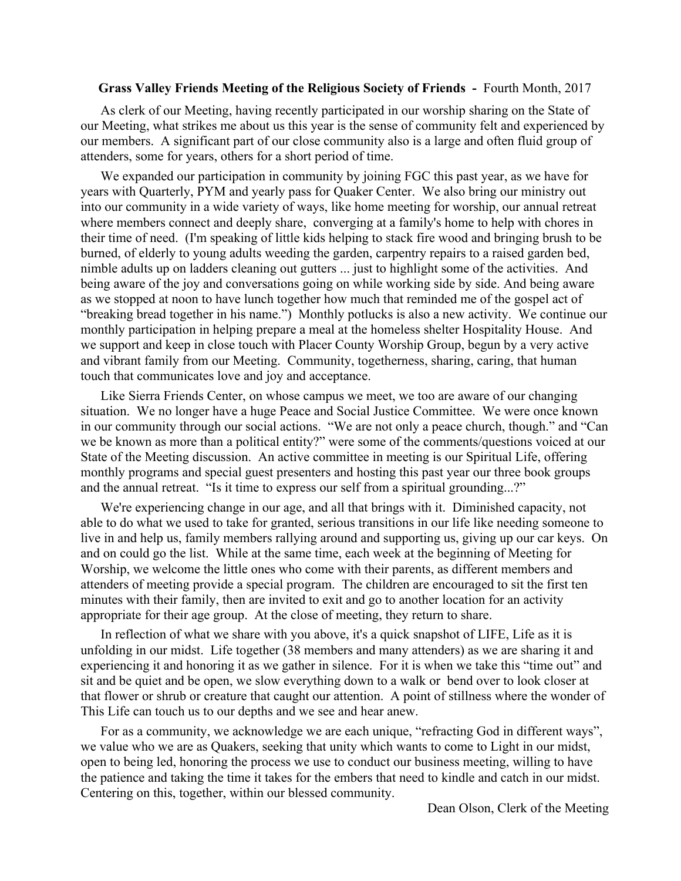**Grass Valley Friends Meeting of the Religious Society of Friends -** Fourth Month, 2017

As clerk of our Meeting, having recently participated in our worship sharing on the State of our Meeting, what strikes me about us this year is the sense of community felt and experienced by our members. A significant part of our close community also is a large and often fluid group of attenders, some for years, others for a short period of time.

We expanded our participation in community by joining FGC this past year, as we have for years with Quarterly, PYM and yearly pass for Quaker Center. We also bring our ministry out into our community in a wide variety of ways, like home meeting for worship, our annual retreat where members connect and deeply share, converging at a family's home to help with chores in their time of need. (I'm speaking of little kids helping to stack fire wood and bringing brush to be burned, of elderly to young adults weeding the garden, carpentry repairs to a raised garden bed, nimble adults up on ladders cleaning out gutters ... just to highlight some of the activities. And being aware of the joy and conversations going on while working side by side. And being aware as we stopped at noon to have lunch together how much that reminded me of the gospel act of "breaking bread together in his name.") Monthly potlucks is also a new activity. We continue our monthly participation in helping prepare a meal at the homeless shelter Hospitality House. And we support and keep in close touch with Placer County Worship Group, begun by a very active and vibrant family from our Meeting. Community, togetherness, sharing, caring, that human touch that communicates love and joy and acceptance.

Like Sierra Friends Center, on whose campus we meet, we too are aware of our changing situation. We no longer have a huge Peace and Social Justice Committee. We were once known in our community through our social actions. "We are not only a peace church, though." and "Can we be known as more than a political entity?" were some of the comments/questions voiced at our State of the Meeting discussion. An active committee in meeting is our Spiritual Life, offering monthly programs and special guest presenters and hosting this past year our three book groups and the annual retreat. "Is it time to express our self from a spiritual grounding...?"

We're experiencing change in our age, and all that brings with it. Diminished capacity, not able to do what we used to take for granted, serious transitions in our life like needing someone to live in and help us, family members rallying around and supporting us, giving up our car keys. On and on could go the list. While at the same time, each week at the beginning of Meeting for Worship, we welcome the little ones who come with their parents, as different members and attenders of meeting provide a special program. The children are encouraged to sit the first ten minutes with their family, then are invited to exit and go to another location for an activity appropriate for their age group. At the close of meeting, they return to share.

In reflection of what we share with you above, it's a quick snapshot of LIFE, Life as it is unfolding in our midst. Life together (38 members and many attenders) as we are sharing it and experiencing it and honoring it as we gather in silence. For it is when we take this "time out" and sit and be quiet and be open, we slow everything down to a walk or bend over to look closer at that flower or shrub or creature that caught our attention. A point of stillness where the wonder of This Life can touch us to our depths and we see and hear anew.

For as a community, we acknowledge we are each unique, "refracting God in different ways", we value who we are as Quakers, seeking that unity which wants to come to Light in our midst, open to being led, honoring the process we use to conduct our business meeting, willing to have the patience and taking the time it takes for the embers that need to kindle and catch in our midst. Centering on this, together, within our blessed community.

Dean Olson, Clerk of the Meeting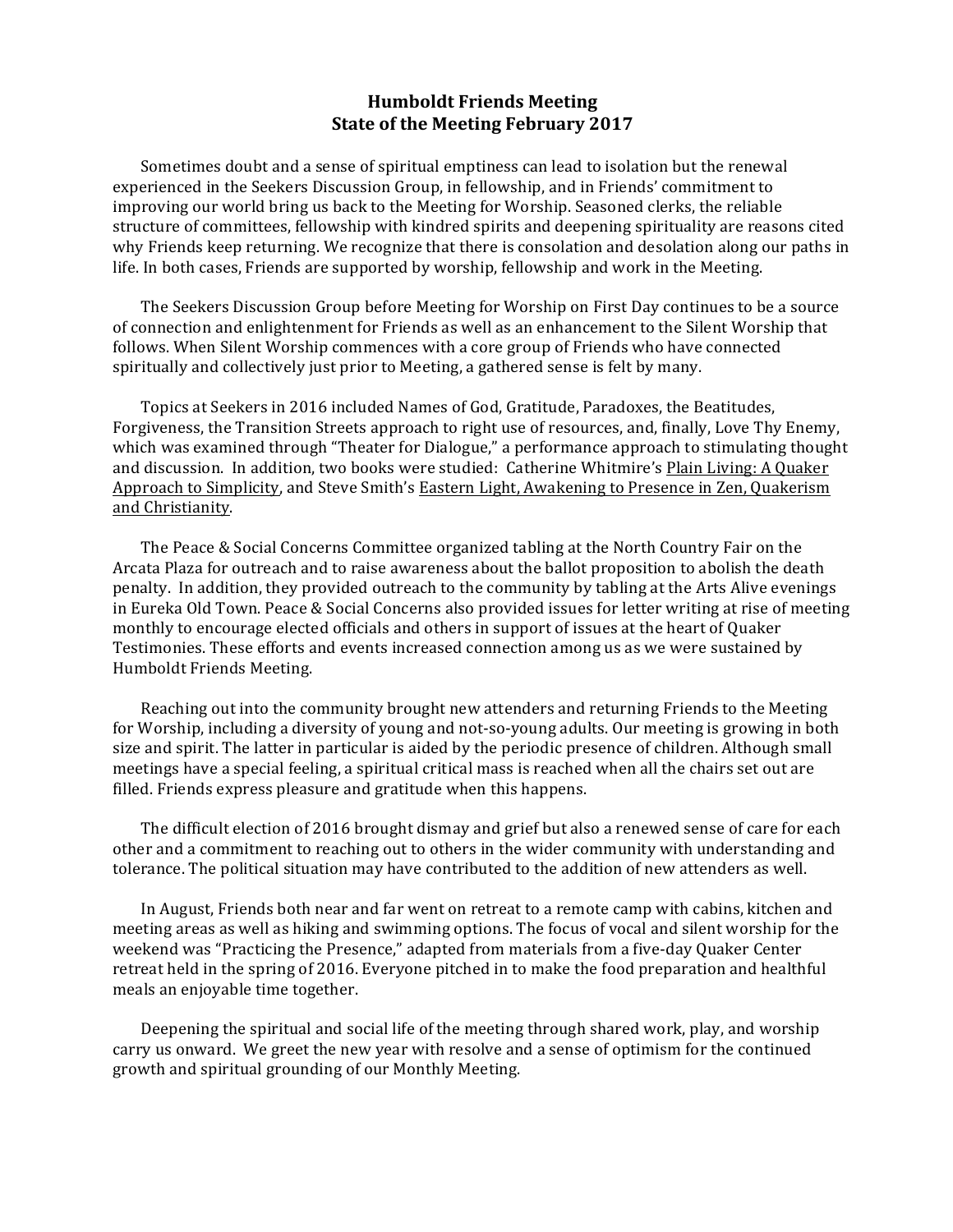# Humboldt Friends Meeting
## State of the Meeting February 2017

Sometimes doubt and a sense of spiritual emptiness can lead to isolation but the renewal experienced in the Seekers Discussion Group, in fellowship, and in Friends' commitment to improving our world bring us back to the Meeting for Worship. Seasoned clerks, the reliable structure of committees, fellowship with kindred spirits and deepening spirituality are reasons cited why Friends keep returning. We recognize that there is consolation and desolation along our paths in life. In both cases, Friends are supported by worship, fellowship and work in the Meeting.

The Seekers Discussion Group before Meeting for Worship on First Day continues to be a source of connection and enlightenment for Friends as well as an enhancement to the Silent Worship that follows. When Silent Worship commences with a core group of Friends who have connected spiritually and collectively just prior to Meeting, a gathered sense is felt by many.

Topics at Seekers in 2016 included Names of God, Gratitude, Paradoxes, the Beatitudes, Forgiveness, the Transition Streets approach to right use of resources, and, finally, Love Thy Enemy, which was examined through "Theater for Dialogue," a performance approach to stimulating thought and discussion. In addition, two books were studied: Catherine Whitmire's Plain Living: A Quaker Approach to Simplicity, and Steve Smith's Eastern Light, Awakening to Presence in Zen, Quakerism and Christianity.

The Peace & Social Concerns Committee organized tabling at the North Country Fair on the Arcata Plaza for outreach and to raise awareness about the ballot proposition to abolish the death penalty. In addition, they provided outreach to the community by tabling at the Arts Alive evenings in Eureka Old Town. Peace & Social Concerns also provided issues for letter writing at rise of meeting monthly to encourage elected officials and others in support of issues at the heart of Quaker Testimonies. These efforts and events increased connection among us as we were sustained by Humboldt Friends Meeting.

Reaching out into the community brought new attenders and returning Friends to the Meeting for Worship, including a diversity of young and not-so-young adults. Our meeting is growing in both size and spirit. The latter in particular is aided by the periodic presence of children. Although small meetings have a special feeling, a spiritual critical mass is reached when all the chairs set out are filled. Friends express pleasure and gratitude when this happens.

The difficult election of 2016 brought dismay and grief but also a renewed sense of care for each other and a commitment to reaching out to others in the wider community with understanding and tolerance. The political situation may have contributed to the addition of new attenders as well.

In August, Friends both near and far went on retreat to a remote camp with cabins, kitchen and meeting areas as well as hiking and swimming options. The focus of vocal and silent worship for the weekend was "Practicing the Presence," adapted from materials from a five-day Quaker Center retreat held in the spring of 2016. Everyone pitched in to make the food preparation and healthful meals an enjoyable time together.

Deepening the spiritual and social life of the meeting through shared work, play, and worship carry us onward. We greet the new year with resolve and a sense of optimism for the continued growth and spiritual grounding of our Monthly Meeting.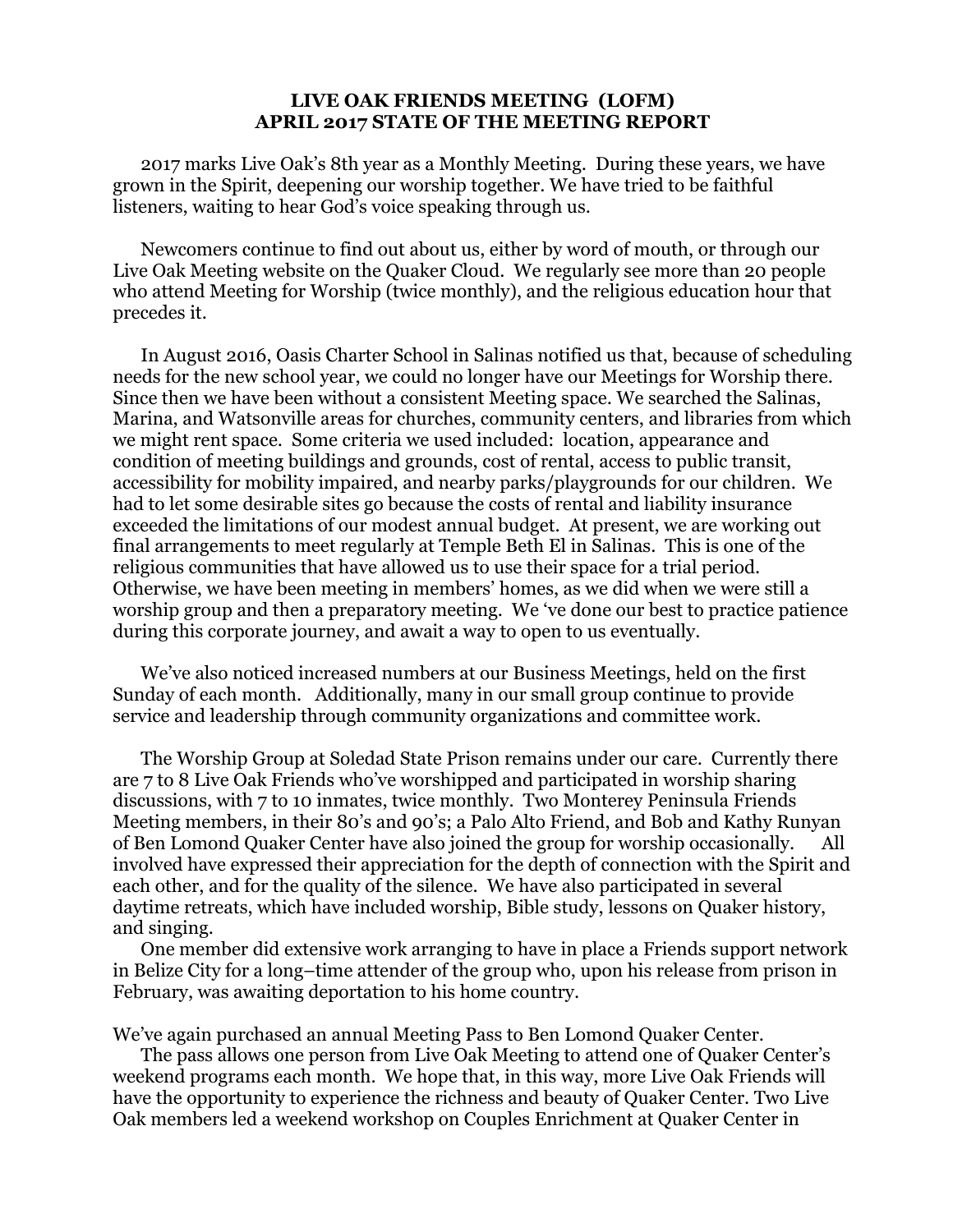**LIVE OAK FRIENDS MEETING (LOFM)**
**APRIL 2017 STATE OF THE MEETING REPORT**

2017 marks Live Oak's 8th year as a Monthly Meeting. During these years, we have grown in the Spirit, deepening our worship together. We have tried to be faithful listeners, waiting to hear God's voice speaking through us.

Newcomers continue to find out about us, either by word of mouth, or through our Live Oak Meeting website on the Quaker Cloud. We regularly see more than 20 people who attend Meeting for Worship (twice monthly), and the religious education hour that precedes it.

In August 2016, Oasis Charter School in Salinas notified us that, because of scheduling needs for the new school year, we could no longer have our Meetings for Worship there. Since then we have been without a consistent Meeting space. We searched the Salinas, Marina, and Watsonville areas for churches, community centers, and libraries from which we might rent space. Some criteria we used included: location, appearance and condition of meeting buildings and grounds, cost of rental, access to public transit, accessibility for mobility impaired, and nearby parks/playgrounds for our children. We had to let some desirable sites go because the costs of rental and liability insurance exceeded the limitations of our modest annual budget. At present, we are working out final arrangements to meet regularly at Temple Beth El in Salinas. This is one of the religious communities that have allowed us to use their space for a trial period. Otherwise, we have been meeting in members' homes, as we did when we were still a worship group and then a preparatory meeting. We 've done our best to practice patience during this corporate journey, and await a way to open to us eventually.

We've also noticed increased numbers at our Business Meetings, held on the first Sunday of each month. Additionally, many in our small group continue to provide service and leadership through community organizations and committee work.

The Worship Group at Soledad State Prison remains under our care. Currently there are 7 to 8 Live Oak Friends who've worshipped and participated in worship sharing discussions, with 7 to 10 inmates, twice monthly. Two Monterey Peninsula Friends Meeting members, in their 80's and 90's; a Palo Alto Friend, and Bob and Kathy Runyan of Ben Lomond Quaker Center have also joined the group for worship occasionally. All involved have expressed their appreciation for the depth of connection with the Spirit and each other, and for the quality of the silence. We have also participated in several daytime retreats, which have included worship, Bible study, lessons on Quaker history, and singing.

One member did extensive work arranging to have in place a Friends support network in Belize City for a long–time attender of the group who, upon his release from prison in February, was awaiting deportation to his home country.

We've again purchased an annual Meeting Pass to Ben Lomond Quaker Center.

The pass allows one person from Live Oak Meeting to attend one of Quaker Center's weekend programs each month. We hope that, in this way, more Live Oak Friends will have the opportunity to experience the richness and beauty of Quaker Center. Two Live Oak members led a weekend workshop on Couples Enrichment at Quaker Center in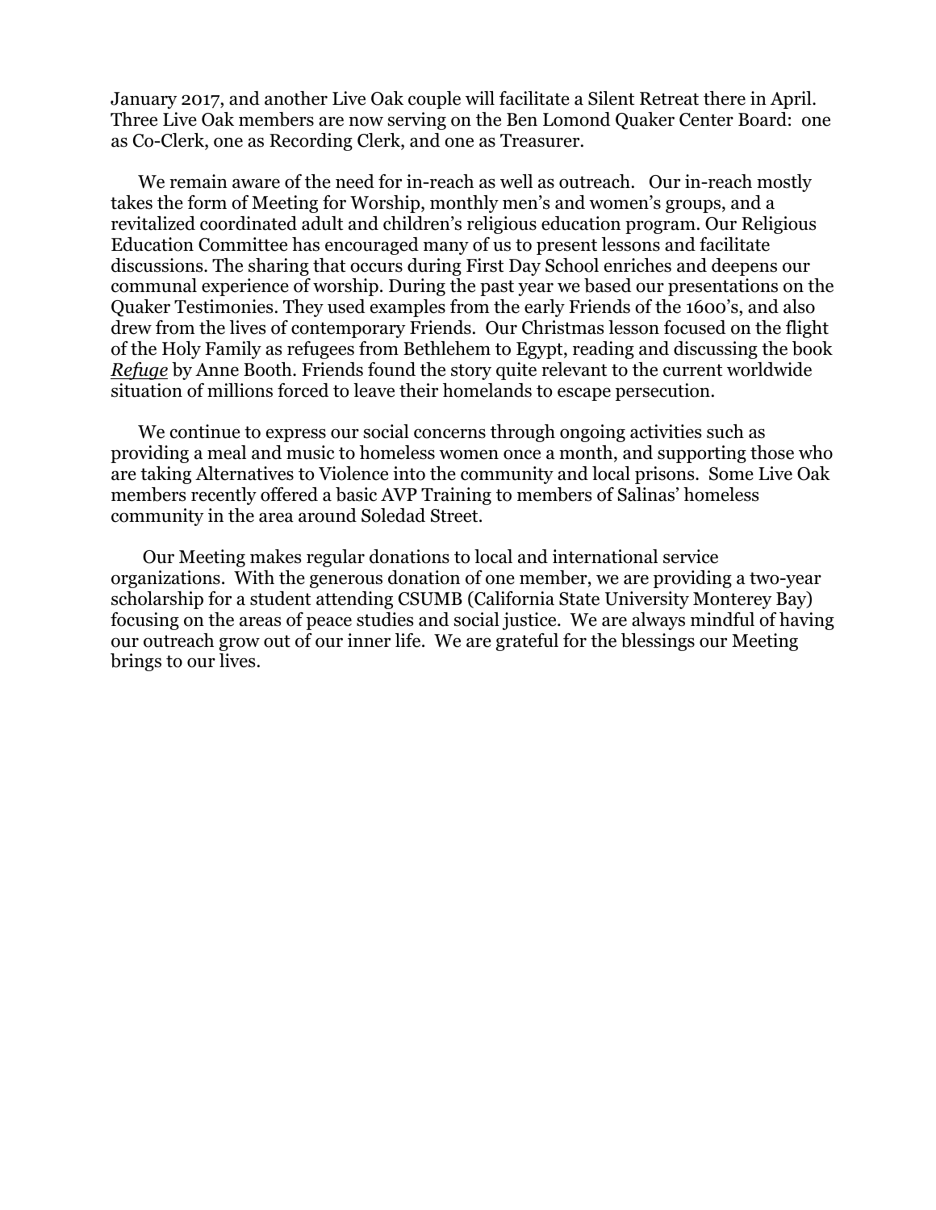January 2017, and another Live Oak couple will facilitate a Silent Retreat there in April. Three Live Oak members are now serving on the Ben Lomond Quaker Center Board: one as Co-Clerk, one as Recording Clerk, and one as Treasurer.

We remain aware of the need for in-reach as well as outreach. Our in-reach mostly takes the form of Meeting for Worship, monthly men's and women's groups, and a revitalized coordinated adult and children's religious education program. Our Religious Education Committee has encouraged many of us to present lessons and facilitate discussions. The sharing that occurs during First Day School enriches and deepens our communal experience of worship. During the past year we based our presentations on the Quaker Testimonies. They used examples from the early Friends of the 1600's, and also drew from the lives of contemporary Friends. Our Christmas lesson focused on the flight of the Holy Family as refugees from Bethlehem to Egypt, reading and discussing the book ***Refuge*** by Anne Booth. Friends found the story quite relevant to the current worldwide situation of millions forced to leave their homelands to escape persecution.

We continue to express our social concerns through ongoing activities such as providing a meal and music to homeless women once a month, and supporting those who are taking Alternatives to Violence into the community and local prisons. Some Live Oak members recently offered a basic AVP Training to members of Salinas' homeless community in the area around Soledad Street.

Our Meeting makes regular donations to local and international service organizations. With the generous donation of one member, we are providing a two-year scholarship for a student attending CSUMB (California State University Monterey Bay) focusing on the areas of peace studies and social justice. We are always mindful of having our outreach grow out of our inner life. We are grateful for the blessings our Meeting brings to our lives.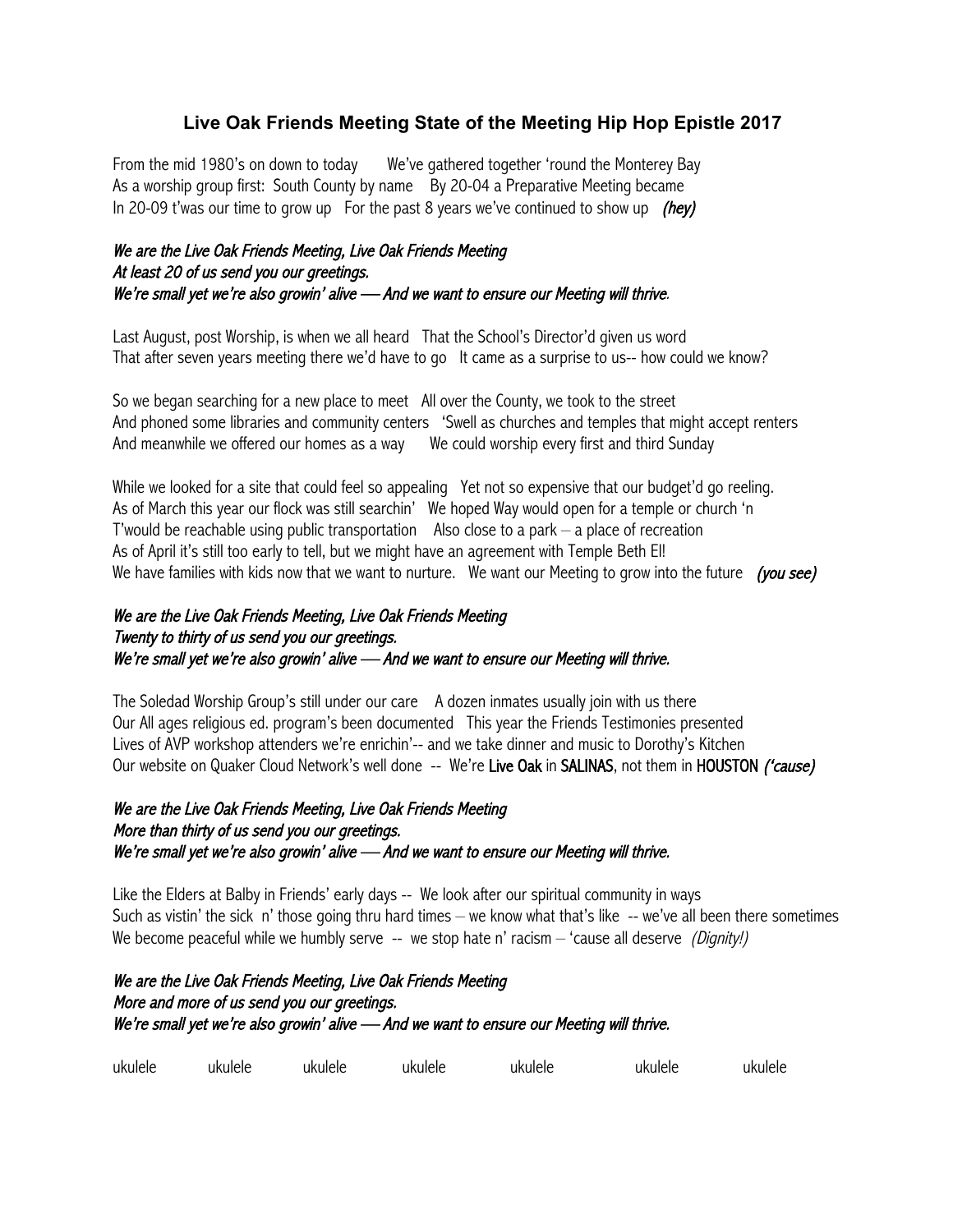# Live Oak Friends Meeting State of the Meeting Hip Hop Epistle 2017

From the mid 1980's on down to today We've gathered together 'round the Monterey Bay
As a worship group first: South County by name By 20-04 a Preparative Meeting became
In 20-09 t'was our time to grow up For the past 8 years we've continued to show up *(hey)*

*We are the Live Oak Friends Meeting, Live Oak Friends Meeting*
*At least 20 of us send you our greetings.*
*We're small yet we're also growin' alive — And we want to ensure our Meeting will thrive.*

Last August, post Worship, is when we all heard That the School's Director'd given us word
That after seven years meeting there we'd have to go It came as a surprise to us-- how could we know?

So we began searching for a new place to meet All over the County, we took to the street
And phoned some libraries and community centers 'Swell as churches and temples that might accept renters
And meanwhile we offered our homes as a way We could worship every first and third Sunday

While we looked for a site that could feel so appealing Yet not so expensive that our budget'd go reeling.
As of March this year our flock was still searchin' We hoped Way would open for a temple or church 'n
T'would be reachable using public transportation Also close to a park – a place of recreation
As of April it's still too early to tell, but we might have an agreement with Temple Beth El!
We have families with kids now that we want to nurture. We want our Meeting to grow into the future *(you see)*

*We are the Live Oak Friends Meeting, Live Oak Friends Meeting*
*Twenty to thirty of us send you our greetings.*
*We're small yet we're also growin' alive — And we want to ensure our Meeting will thrive.*

The Soledad Worship Group's still under our care A dozen inmates usually join with us there
Our All ages religious ed. program's been documented This year the Friends Testimonies presented
Lives of AVP workshop attenders we're enrichin'-- and we take dinner and music to Dorothy's Kitchen
Our website on Quaker Cloud Network's well done -- We're Live Oak in SALINAS, not them in HOUSTON *('cause)*

*We are the Live Oak Friends Meeting, Live Oak Friends Meeting*
*More than thirty of us send you our greetings.*
*We're small yet we're also growin' alive — And we want to ensure our Meeting will thrive.*

Like the Elders at Balby in Friends' early days -- We look after our spiritual community in ways
Such as vistin' the sick n' those going thru hard times – we know what that's like -- we've all been there sometimes
We become peaceful while we humbly serve -- we stop hate n' racism – 'cause all deserve *(Dignity!)*

*We are the Live Oak Friends Meeting, Live Oak Friends Meeting*
*More and more of us send you our greetings.*
*We're small yet we're also growin' alive — And we want to ensure our Meeting will thrive.*

ukulele ukulele ukulele ukulele ukulele ukulele ukulele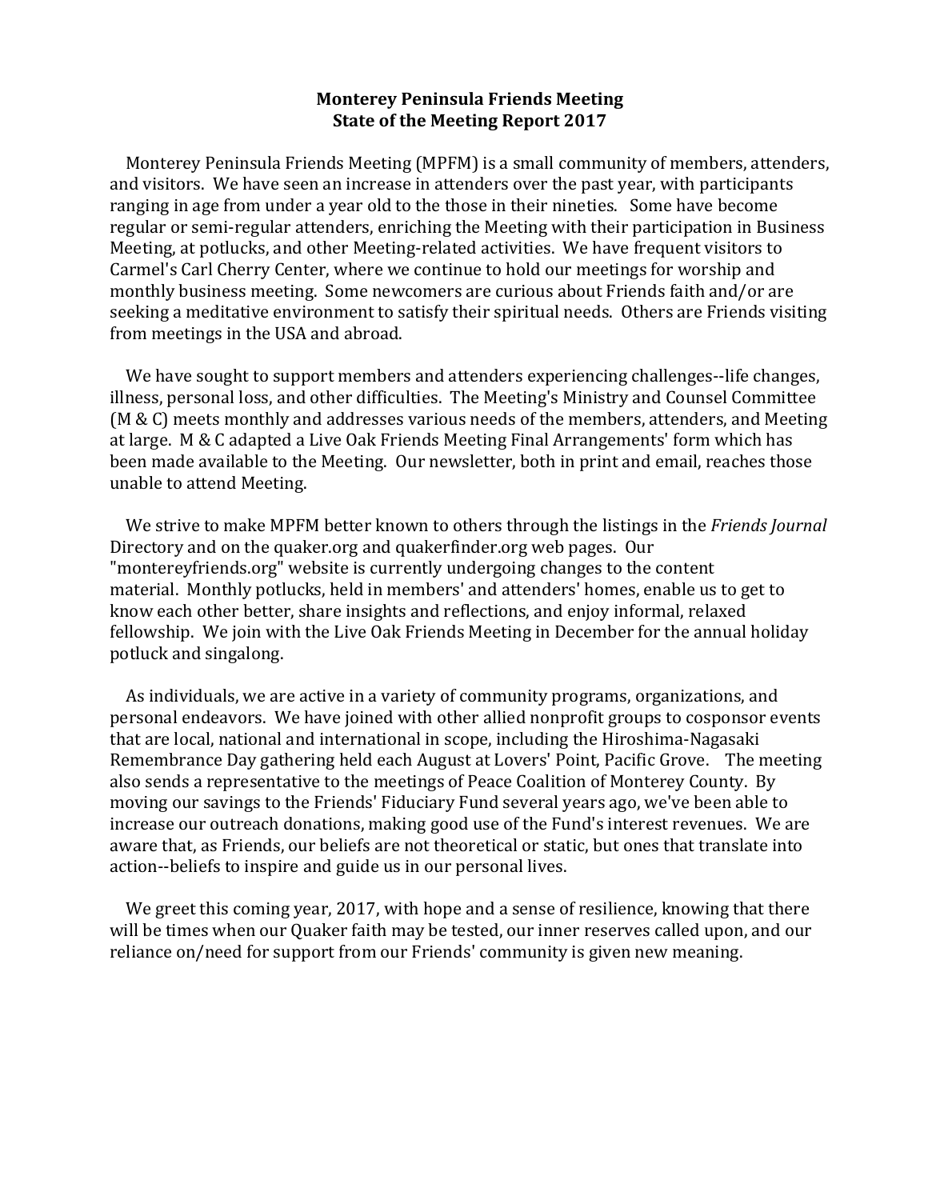**Monterey Peninsula Friends Meeting**
**State of the Meeting Report 2017**

Monterey Peninsula Friends Meeting (MPFM) is a small community of members, attenders, and visitors. We have seen an increase in attenders over the past year, with participants ranging in age from under a year old to the those in their nineties. Some have become regular or semi-regular attenders, enriching the Meeting with their participation in Business Meeting, at potlucks, and other Meeting-related activities. We have frequent visitors to Carmel's Carl Cherry Center, where we continue to hold our meetings for worship and monthly business meeting. Some newcomers are curious about Friends faith and/or are seeking a meditative environment to satisfy their spiritual needs. Others are Friends visiting from meetings in the USA and abroad.

We have sought to support members and attenders experiencing challenges--life changes, illness, personal loss, and other difficulties. The Meeting's Ministry and Counsel Committee (M & C) meets monthly and addresses various needs of the members, attenders, and Meeting at large. M & C adapted a Live Oak Friends Meeting Final Arrangements' form which has been made available to the Meeting. Our newsletter, both in print and email, reaches those unable to attend Meeting.

We strive to make MPFM better known to others through the listings in the *Friends Journal* Directory and on the quaker.org and quakerfinder.org web pages. Our "montereyfriends.org" website is currently undergoing changes to the content material. Monthly potlucks, held in members' and attenders' homes, enable us to get to know each other better, share insights and reflections, and enjoy informal, relaxed fellowship. We join with the Live Oak Friends Meeting in December for the annual holiday potluck and singalong.

As individuals, we are active in a variety of community programs, organizations, and personal endeavors. We have joined with other allied nonprofit groups to cosponsor events that are local, national and international in scope, including the Hiroshima-Nagasaki Remembrance Day gathering held each August at Lovers' Point, Pacific Grove. The meeting also sends a representative to the meetings of Peace Coalition of Monterey County. By moving our savings to the Friends' Fiduciary Fund several years ago, we've been able to increase our outreach donations, making good use of the Fund's interest revenues. We are aware that, as Friends, our beliefs are not theoretical or static, but ones that translate into action--beliefs to inspire and guide us in our personal lives.

We greet this coming year, 2017, with hope and a sense of resilience, knowing that there will be times when our Quaker faith may be tested, our inner reserves called upon, and our reliance on/need for support from our Friends' community is given new meaning.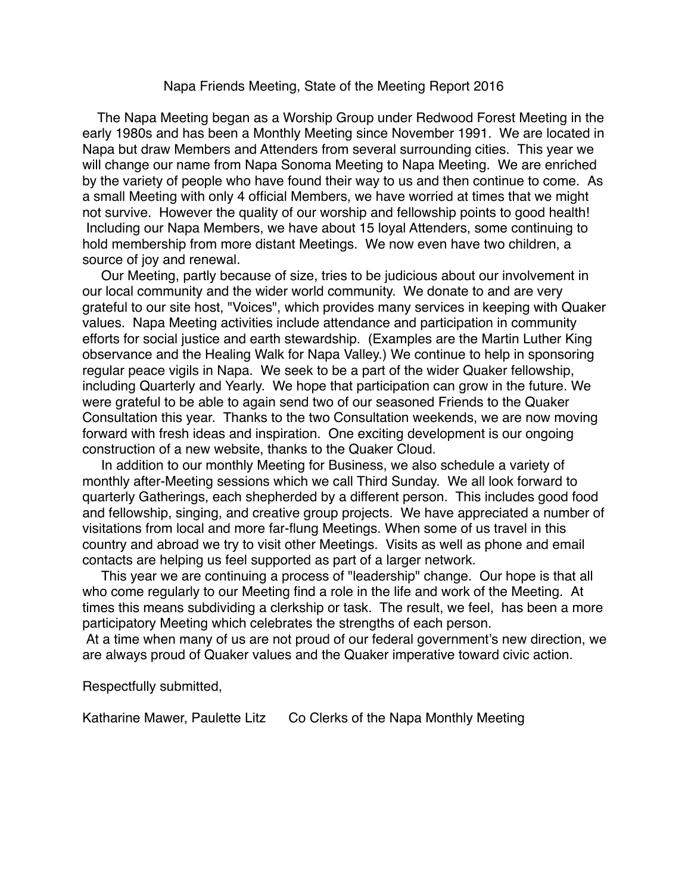# Napa Friends Meeting, State of the Meeting Report 2016

The Napa Meeting began as a Worship Group under Redwood Forest Meeting in the early 1980s and has been a Monthly Meeting since November 1991. We are located in Napa but draw Members and Attenders from several surrounding cities. This year we will change our name from Napa Sonoma Meeting to Napa Meeting. We are enriched by the variety of people who have found their way to us and then continue to come. As a small Meeting with only 4 official Members, we have worried at times that we might not survive. However the quality of our worship and fellowship points to good health! Including our Napa Members, we have about 15 loyal Attenders, some continuing to hold membership from more distant Meetings. We now even have two children, a source of joy and renewal.

Our Meeting, partly because of size, tries to be judicious about our involvement in our local community and the wider world community. We donate to and are very grateful to our site host, "Voices", which provides many services in keeping with Quaker values. Napa Meeting activities include attendance and participation in community efforts for social justice and earth stewardship. (Examples are the Martin Luther King observance and the Healing Walk for Napa Valley.) We continue to help in sponsoring regular peace vigils in Napa. We seek to be a part of the wider Quaker fellowship, including Quarterly and Yearly. We hope that participation can grow in the future. We were grateful to be able to again send two of our seasoned Friends to the Quaker Consultation this year. Thanks to the two Consultation weekends, we are now moving forward with fresh ideas and inspiration. One exciting development is our ongoing construction of a new website, thanks to the Quaker Cloud.

In addition to our monthly Meeting for Business, we also schedule a variety of monthly after-Meeting sessions which we call Third Sunday. We all look forward to quarterly Gatherings, each shepherded by a different person. This includes good food and fellowship, singing, and creative group projects. We have appreciated a number of visitations from local and more far-flung Meetings. When some of us travel in this country and abroad we try to visit other Meetings. Visits as well as phone and email contacts are helping us feel supported as part of a larger network.

This year we are continuing a process of "leadership" change. Our hope is that all who come regularly to our Meeting find a role in the life and work of the Meeting. At times this means subdividing a clerkship or task. The result, we feel, has been a more participatory Meeting which celebrates the strengths of each person.

At a time when many of us are not proud of our federal government's new direction, we are always proud of Quaker values and the Quaker imperative toward civic action.

Respectfully submitted,

Katharine Mawer, Paulette Litz      Co Clerks of the Napa Monthly Meeting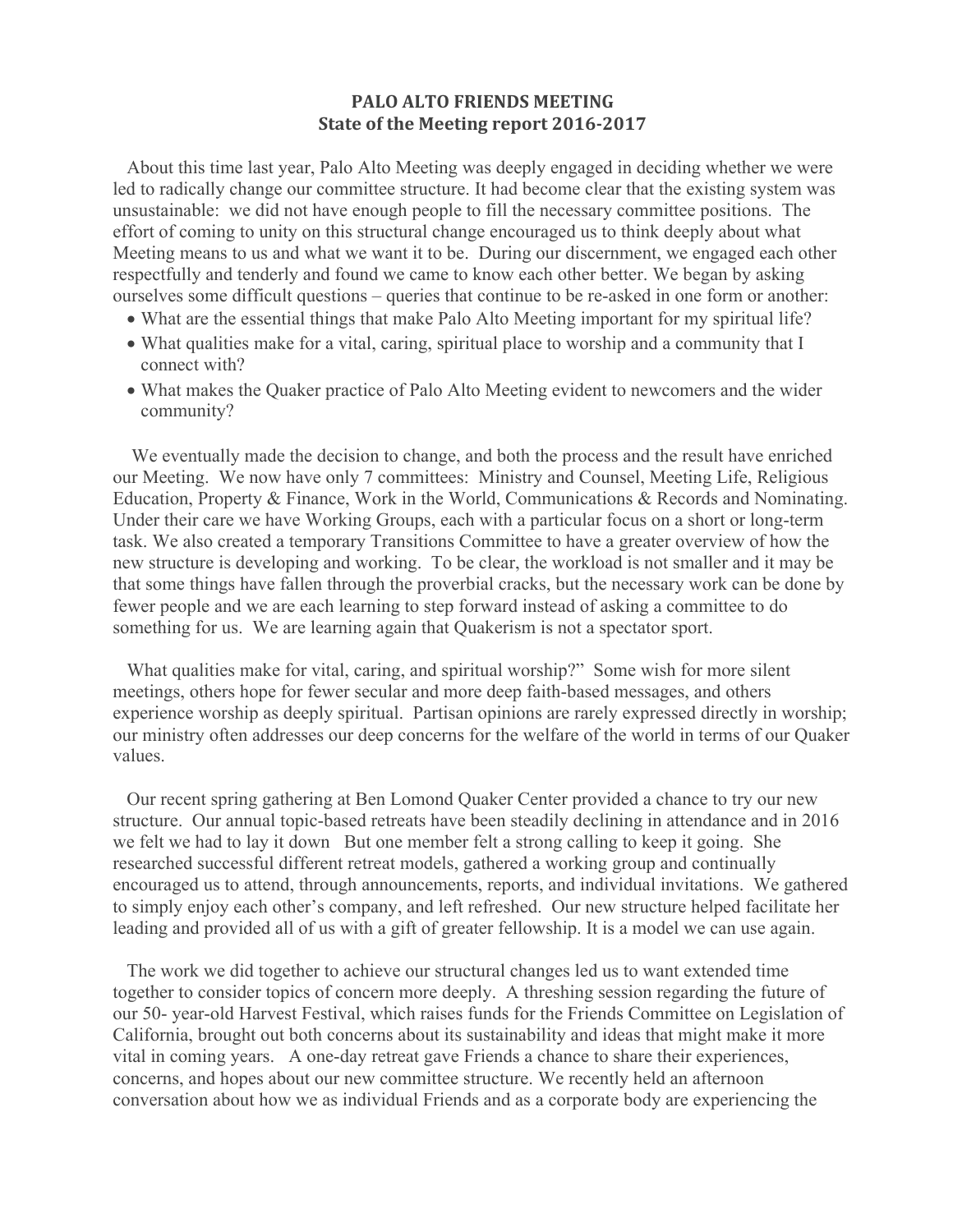# PALO ALTO FRIENDS MEETING
## State of the Meeting report 2016-2017

About this time last year, Palo Alto Meeting was deeply engaged in deciding whether we were led to radically change our committee structure. It had become clear that the existing system was unsustainable: we did not have enough people to fill the necessary committee positions. The effort of coming to unity on this structural change encouraged us to think deeply about what Meeting means to us and what we want it to be. During our discernment, we engaged each other respectfully and tenderly and found we came to know each other better. We began by asking ourselves some difficult questions – queries that continue to be re-asked in one form or another:

- What are the essential things that make Palo Alto Meeting important for my spiritual life?
- What qualities make for a vital, caring, spiritual place to worship and a community that I connect with?
- What makes the Quaker practice of Palo Alto Meeting evident to newcomers and the wider community?

We eventually made the decision to change, and both the process and the result have enriched our Meeting. We now have only 7 committees: Ministry and Counsel, Meeting Life, Religious Education, Property & Finance, Work in the World, Communications & Records and Nominating. Under their care we have Working Groups, each with a particular focus on a short or long-term task. We also created a temporary Transitions Committee to have a greater overview of how the new structure is developing and working. To be clear, the workload is not smaller and it may be that some things have fallen through the proverbial cracks, but the necessary work can be done by fewer people and we are each learning to step forward instead of asking a committee to do something for us. We are learning again that Quakerism is not a spectator sport.

What qualities make for vital, caring, and spiritual worship?" Some wish for more silent meetings, others hope for fewer secular and more deep faith-based messages, and others experience worship as deeply spiritual. Partisan opinions are rarely expressed directly in worship; our ministry often addresses our deep concerns for the welfare of the world in terms of our Quaker values.

Our recent spring gathering at Ben Lomond Quaker Center provided a chance to try our new structure. Our annual topic-based retreats have been steadily declining in attendance and in 2016 we felt we had to lay it down But one member felt a strong calling to keep it going. She researched successful different retreat models, gathered a working group and continually encouraged us to attend, through announcements, reports, and individual invitations. We gathered to simply enjoy each other's company, and left refreshed. Our new structure helped facilitate her leading and provided all of us with a gift of greater fellowship. It is a model we can use again.

The work we did together to achieve our structural changes led us to want extended time together to consider topics of concern more deeply. A threshing session regarding the future of our 50- year-old Harvest Festival, which raises funds for the Friends Committee on Legislation of California, brought out both concerns about its sustainability and ideas that might make it more vital in coming years. A one-day retreat gave Friends a chance to share their experiences, concerns, and hopes about our new committee structure. We recently held an afternoon conversation about how we as individual Friends and as a corporate body are experiencing the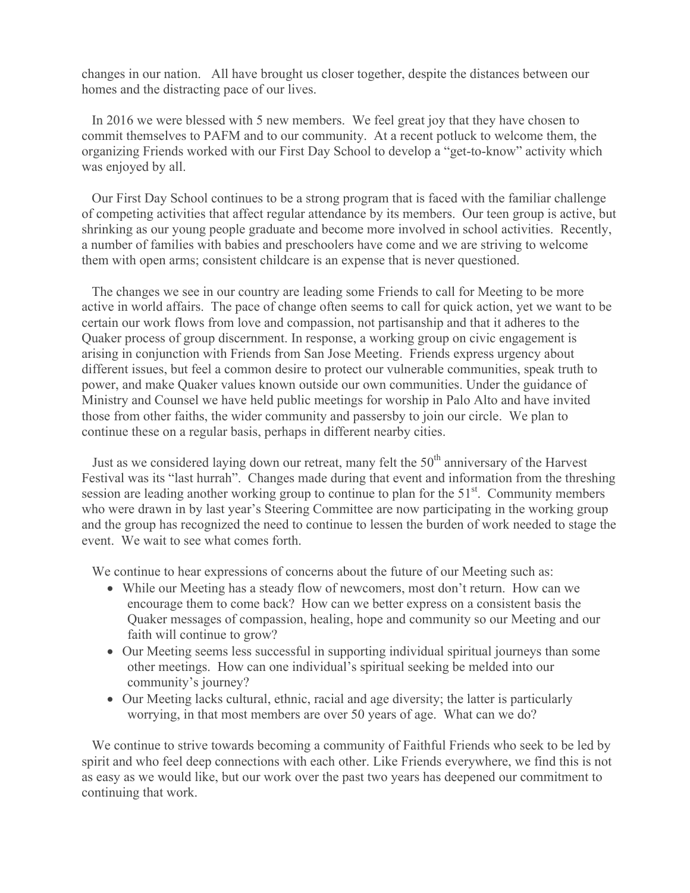changes in our nation. All have brought us closer together, despite the distances between our homes and the distracting pace of our lives.

In 2016 we were blessed with 5 new members. We feel great joy that they have chosen to commit themselves to PAFM and to our community. At a recent potluck to welcome them, the organizing Friends worked with our First Day School to develop a "get-to-know" activity which was enjoyed by all.

Our First Day School continues to be a strong program that is faced with the familiar challenge of competing activities that affect regular attendance by its members. Our teen group is active, but shrinking as our young people graduate and become more involved in school activities. Recently, a number of families with babies and preschoolers have come and we are striving to welcome them with open arms; consistent childcare is an expense that is never questioned.

The changes we see in our country are leading some Friends to call for Meeting to be more active in world affairs. The pace of change often seems to call for quick action, yet we want to be certain our work flows from love and compassion, not partisanship and that it adheres to the Quaker process of group discernment. In response, a working group on civic engagement is arising in conjunction with Friends from San Jose Meeting. Friends express urgency about different issues, but feel a common desire to protect our vulnerable communities, speak truth to power, and make Quaker values known outside our own communities. Under the guidance of Ministry and Counsel we have held public meetings for worship in Palo Alto and have invited those from other faiths, the wider community and passersby to join our circle. We plan to continue these on a regular basis, perhaps in different nearby cities.

Just as we considered laying down our retreat, many felt the 50th anniversary of the Harvest Festival was its "last hurrah". Changes made during that event and information from the threshing session are leading another working group to continue to plan for the 51st. Community members who were drawn in by last year's Steering Committee are now participating in the working group and the group has recognized the need to continue to lessen the burden of work needed to stage the event. We wait to see what comes forth.

We continue to hear expressions of concerns about the future of our Meeting such as:

- While our Meeting has a steady flow of newcomers, most don't return. How can we encourage them to come back? How can we better express on a consistent basis the Quaker messages of compassion, healing, hope and community so our Meeting and our faith will continue to grow?
- Our Meeting seems less successful in supporting individual spiritual journeys than some other meetings. How can one individual's spiritual seeking be melded into our community's journey?
- Our Meeting lacks cultural, ethnic, racial and age diversity; the latter is particularly worrying, in that most members are over 50 years of age. What can we do?

We continue to strive towards becoming a community of Faithful Friends who seek to be led by spirit and who feel deep connections with each other. Like Friends everywhere, we find this is not as easy as we would like, but our work over the past two years has deepened our commitment to continuing that work.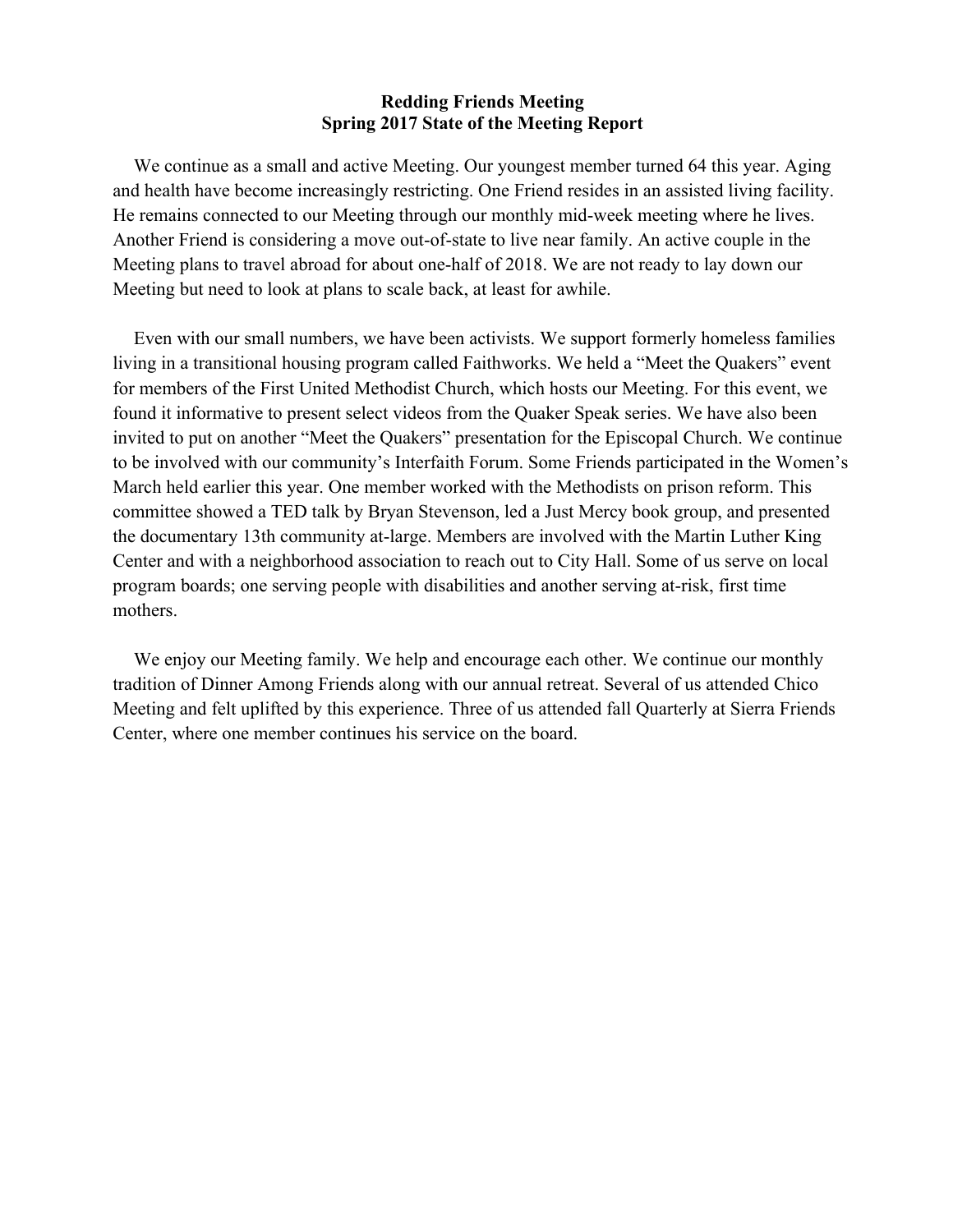**Redding Friends Meeting**
**Spring 2017 State of the Meeting Report**

We continue as a small and active Meeting. Our youngest member turned 64 this year. Aging and health have become increasingly restricting. One Friend resides in an assisted living facility. He remains connected to our Meeting through our monthly mid-week meeting where he lives. Another Friend is considering a move out-of-state to live near family. An active couple in the Meeting plans to travel abroad for about one-half of 2018. We are not ready to lay down our Meeting but need to look at plans to scale back, at least for awhile.

Even with our small numbers, we have been activists. We support formerly homeless families living in a transitional housing program called Faithworks. We held a "Meet the Quakers" event for members of the First United Methodist Church, which hosts our Meeting. For this event, we found it informative to present select videos from the Quaker Speak series. We have also been invited to put on another "Meet the Quakers" presentation for the Episcopal Church. We continue to be involved with our community's Interfaith Forum. Some Friends participated in the Women's March held earlier this year. One member worked with the Methodists on prison reform. This committee showed a TED talk by Bryan Stevenson, led a Just Mercy book group, and presented the documentary 13th community at-large. Members are involved with the Martin Luther King Center and with a neighborhood association to reach out to City Hall. Some of us serve on local program boards; one serving people with disabilities and another serving at-risk, first time mothers.

We enjoy our Meeting family. We help and encourage each other. We continue our monthly tradition of Dinner Among Friends along with our annual retreat. Several of us attended Chico Meeting and felt uplifted by this experience. Three of us attended fall Quarterly at Sierra Friends Center, where one member continues his service on the board.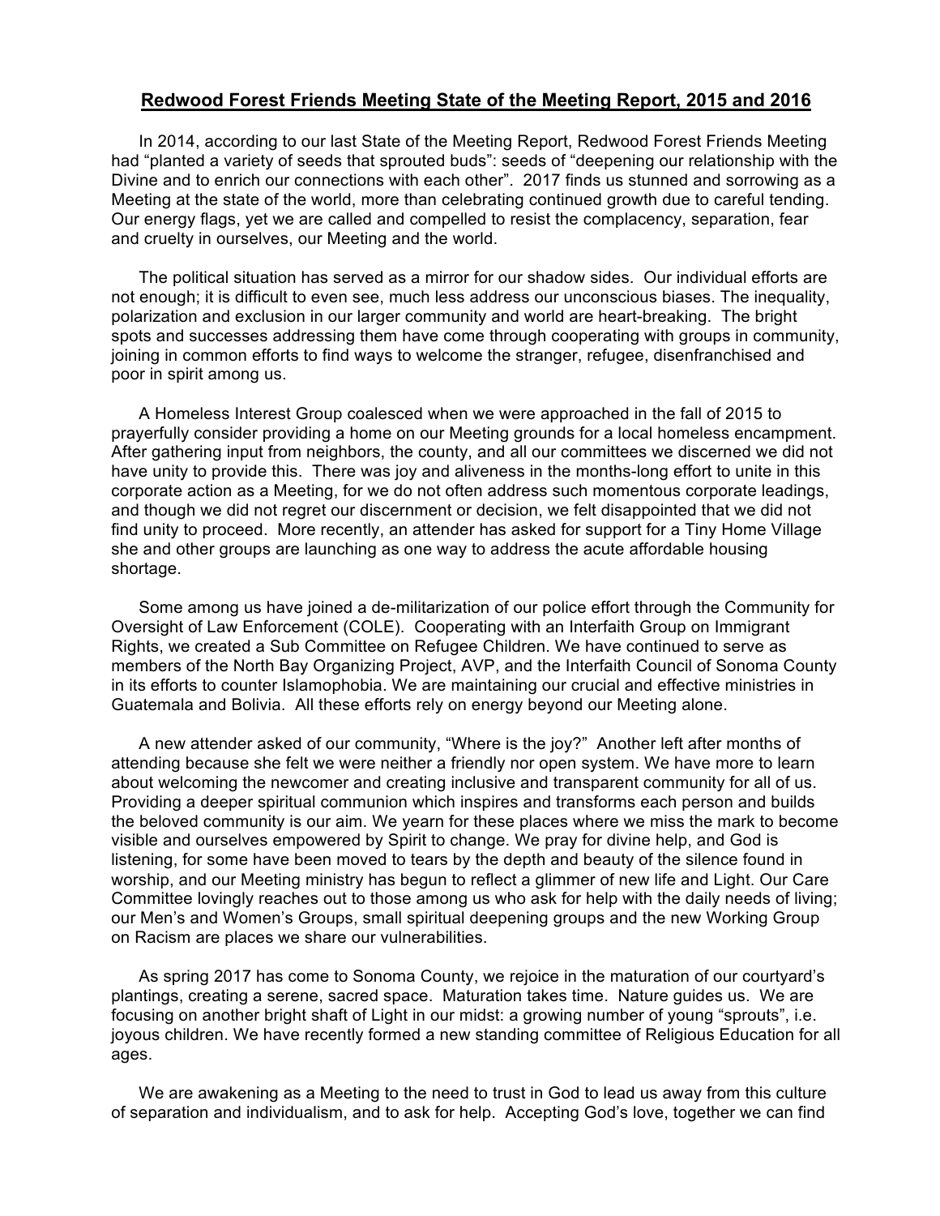**Redwood Forest Friends Meeting State of the Meeting Report, 2015 and 2016**

In 2014, according to our last State of the Meeting Report, Redwood Forest Friends Meeting had "planted a variety of seeds that sprouted buds": seeds of "deepening our relationship with the Divine and to enrich our connections with each other". 2017 finds us stunned and sorrowing as a Meeting at the state of the world, more than celebrating continued growth due to careful tending. Our energy flags, yet we are called and compelled to resist the complacency, separation, fear and cruelty in ourselves, our Meeting and the world.

The political situation has served as a mirror for our shadow sides. Our individual efforts are not enough; it is difficult to even see, much less address our unconscious biases. The inequality, polarization and exclusion in our larger community and world are heart-breaking. The bright spots and successes addressing them have come through cooperating with groups in community, joining in common efforts to find ways to welcome the stranger, refugee, disenfranchised and poor in spirit among us.

A Homeless Interest Group coalesced when we were approached in the fall of 2015 to prayerfully consider providing a home on our Meeting grounds for a local homeless encampment. After gathering input from neighbors, the county, and all our committees we discerned we did not have unity to provide this. There was joy and aliveness in the months-long effort to unite in this corporate action as a Meeting, for we do not often address such momentous corporate leadings, and though we did not regret our discernment or decision, we felt disappointed that we did not find unity to proceed. More recently, an attender has asked for support for a Tiny Home Village she and other groups are launching as one way to address the acute affordable housing shortage.

Some among us have joined a de-militarization of our police effort through the Community for Oversight of Law Enforcement (COLE). Cooperating with an Interfaith Group on Immigrant Rights, we created a Sub Committee on Refugee Children. We have continued to serve as members of the North Bay Organizing Project, AVP, and the Interfaith Council of Sonoma County in its efforts to counter Islamophobia. We are maintaining our crucial and effective ministries in Guatemala and Bolivia. All these efforts rely on energy beyond our Meeting alone.

A new attender asked of our community, "Where is the joy?" Another left after months of attending because she felt we were neither a friendly nor open system. We have more to learn about welcoming the newcomer and creating inclusive and transparent community for all of us. Providing a deeper spiritual communion which inspires and transforms each person and builds the beloved community is our aim. We yearn for these places where we miss the mark to become visible and ourselves empowered by Spirit to change. We pray for divine help, and God is listening, for some have been moved to tears by the depth and beauty of the silence found in worship, and our Meeting ministry has begun to reflect a glimmer of new life and Light. Our Care Committee lovingly reaches out to those among us who ask for help with the daily needs of living; our Men's and Women's Groups, small spiritual deepening groups and the new Working Group on Racism are places we share our vulnerabilities.

As spring 2017 has come to Sonoma County, we rejoice in the maturation of our courtyard's plantings, creating a serene, sacred space. Maturation takes time. Nature guides us. We are focusing on another bright shaft of Light in our midst: a growing number of young "sprouts", i.e. joyous children. We have recently formed a new standing committee of Religious Education for all ages.

We are awakening as a Meeting to the need to trust in God to lead us away from this culture of separation and individualism, and to ask for help. Accepting God's love, together we can find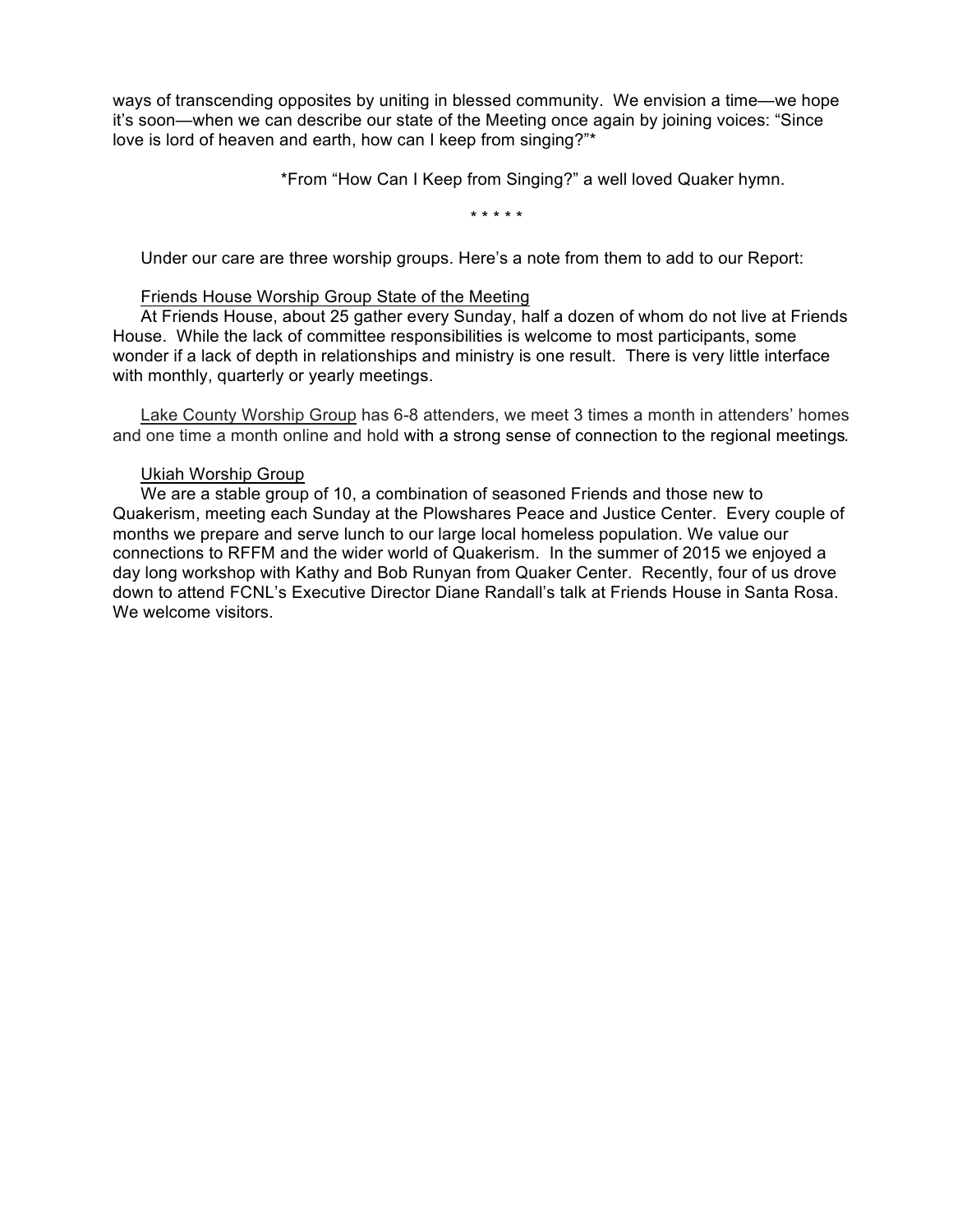ways of transcending opposites by uniting in blessed community. We envision a time—we hope it's soon—when we can describe our state of the Meeting once again by joining voices: "Since love is lord of heaven and earth, how can I keep from singing?"*

*From "How Can I Keep from Singing?" a well loved Quaker hymn.

* * * * *

Under our care are three worship groups. Here's a note from them to add to our Report:

Friends House Worship Group State of the Meeting

At Friends House, about 25 gather every Sunday, half a dozen of whom do not live at Friends House. While the lack of committee responsibilities is welcome to most participants, some wonder if a lack of depth in relationships and ministry is one result. There is very little interface with monthly, quarterly or yearly meetings.

Lake County Worship Group has 6-8 attenders, we meet 3 times a month in attenders' homes and one time a month online and hold with a strong sense of connection to the regional meetings.

Ukiah Worship Group

We are a stable group of 10, a combination of seasoned Friends and those new to Quakerism, meeting each Sunday at the Plowshares Peace and Justice Center. Every couple of months we prepare and serve lunch to our large local homeless population. We value our connections to RFFM and the wider world of Quakerism. In the summer of 2015 we enjoyed a day long workshop with Kathy and Bob Runyan from Quaker Center. Recently, four of us drove down to attend FCNL's Executive Director Diane Randall's talk at Friends House in Santa Rosa. We welcome visitors.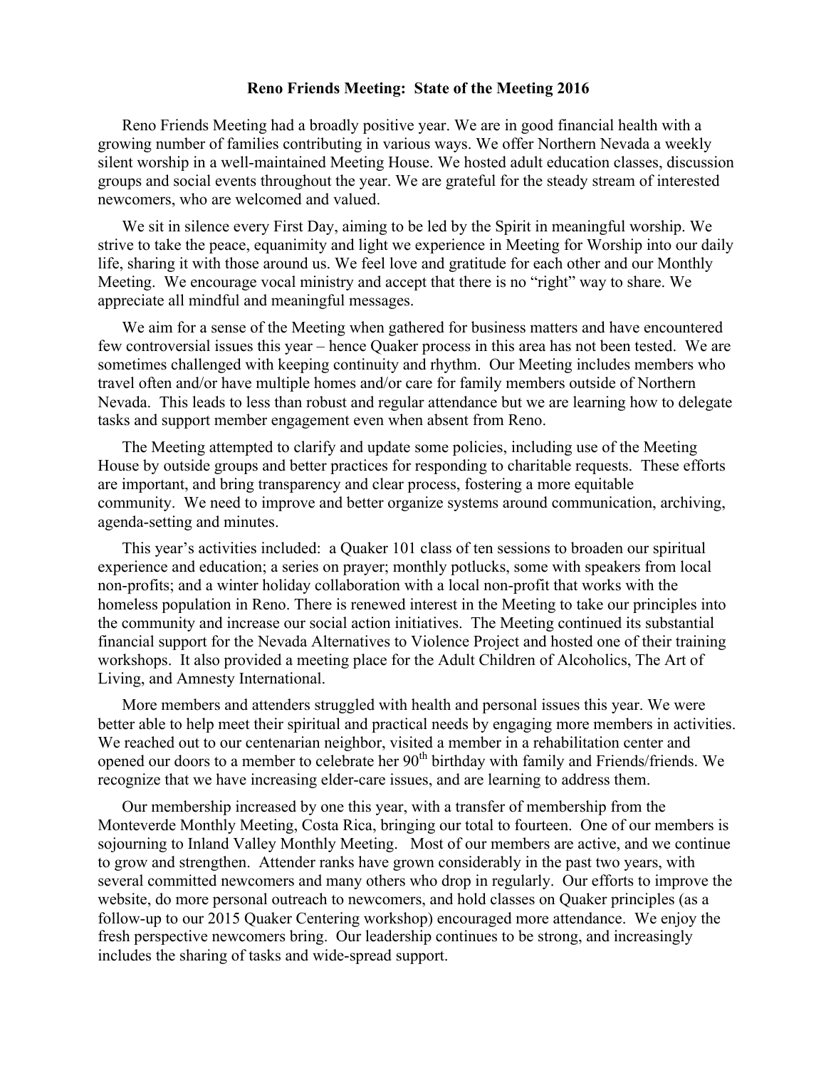**Reno Friends Meeting: State of the Meeting 2016**

Reno Friends Meeting had a broadly positive year. We are in good financial health with a growing number of families contributing in various ways. We offer Northern Nevada a weekly silent worship in a well-maintained Meeting House. We hosted adult education classes, discussion groups and social events throughout the year. We are grateful for the steady stream of interested newcomers, who are welcomed and valued.

We sit in silence every First Day, aiming to be led by the Spirit in meaningful worship. We strive to take the peace, equanimity and light we experience in Meeting for Worship into our daily life, sharing it with those around us. We feel love and gratitude for each other and our Monthly Meeting. We encourage vocal ministry and accept that there is no "right" way to share. We appreciate all mindful and meaningful messages.

We aim for a sense of the Meeting when gathered for business matters and have encountered few controversial issues this year – hence Quaker process in this area has not been tested. We are sometimes challenged with keeping continuity and rhythm. Our Meeting includes members who travel often and/or have multiple homes and/or care for family members outside of Northern Nevada. This leads to less than robust and regular attendance but we are learning how to delegate tasks and support member engagement even when absent from Reno.

The Meeting attempted to clarify and update some policies, including use of the Meeting House by outside groups and better practices for responding to charitable requests. These efforts are important, and bring transparency and clear process, fostering a more equitable community. We need to improve and better organize systems around communication, archiving, agenda-setting and minutes.

This year's activities included: a Quaker 101 class of ten sessions to broaden our spiritual experience and education; a series on prayer; monthly potlucks, some with speakers from local non-profits; and a winter holiday collaboration with a local non-profit that works with the homeless population in Reno. There is renewed interest in the Meeting to take our principles into the community and increase our social action initiatives. The Meeting continued its substantial financial support for the Nevada Alternatives to Violence Project and hosted one of their training workshops. It also provided a meeting place for the Adult Children of Alcoholics, The Art of Living, and Amnesty International.

More members and attenders struggled with health and personal issues this year. We were better able to help meet their spiritual and practical needs by engaging more members in activities. We reached out to our centenarian neighbor, visited a member in a rehabilitation center and opened our doors to a member to celebrate her 90th birthday with family and Friends/friends. We recognize that we have increasing elder-care issues, and are learning to address them.

Our membership increased by one this year, with a transfer of membership from the Monteverde Monthly Meeting, Costa Rica, bringing our total to fourteen. One of our members is sojourning to Inland Valley Monthly Meeting. Most of our members are active, and we continue to grow and strengthen. Attender ranks have grown considerably in the past two years, with several committed newcomers and many others who drop in regularly. Our efforts to improve the website, do more personal outreach to newcomers, and hold classes on Quaker principles (as a follow-up to our 2015 Quaker Centering workshop) encouraged more attendance. We enjoy the fresh perspective newcomers bring. Our leadership continues to be strong, and increasingly includes the sharing of tasks and wide-spread support.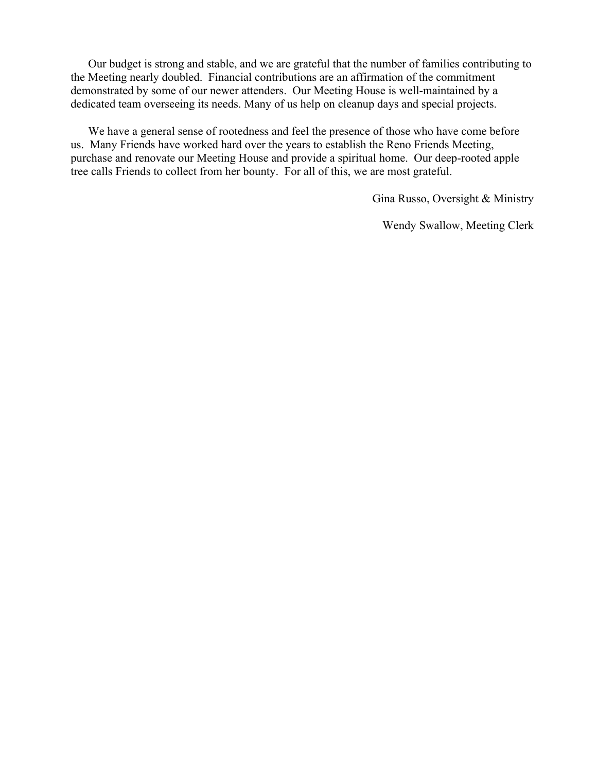Our budget is strong and stable, and we are grateful that the number of families contributing to the Meeting nearly doubled. Financial contributions are an affirmation of the commitment demonstrated by some of our newer attenders. Our Meeting House is well-maintained by a dedicated team overseeing its needs. Many of us help on cleanup days and special projects.

We have a general sense of rootedness and feel the presence of those who have come before us. Many Friends have worked hard over the years to establish the Reno Friends Meeting, purchase and renovate our Meeting House and provide a spiritual home. Our deep-rooted apple tree calls Friends to collect from her bounty. For all of this, we are most grateful.

Gina Russo, Oversight & Ministry

Wendy Swallow, Meeting Clerk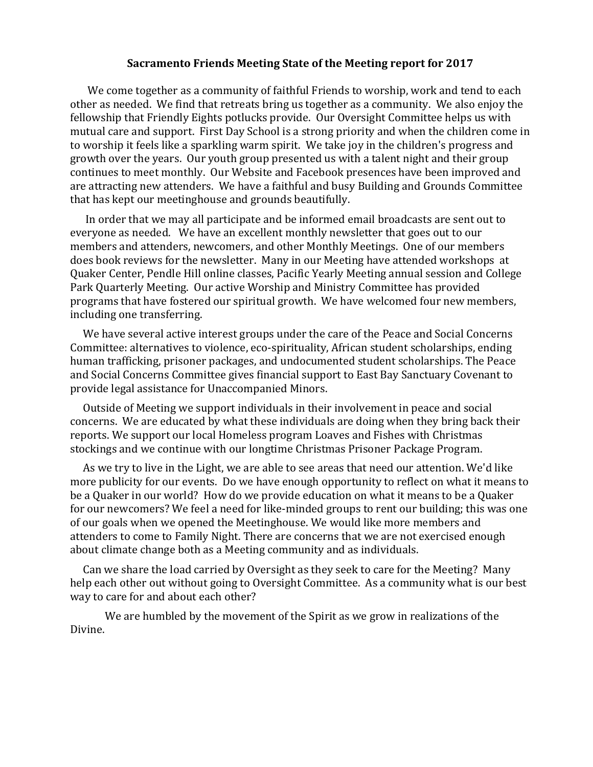**Sacramento Friends Meeting State of the Meeting report for 2017**

We come together as a community of faithful Friends to worship, work and tend to each other as needed. We find that retreats bring us together as a community. We also enjoy the fellowship that Friendly Eights potlucks provide. Our Oversight Committee helps us with mutual care and support. First Day School is a strong priority and when the children come in to worship it feels like a sparkling warm spirit. We take joy in the children's progress and growth over the years. Our youth group presented us with a talent night and their group continues to meet monthly. Our Website and Facebook presences have been improved and are attracting new attenders. We have a faithful and busy Building and Grounds Committee that has kept our meetinghouse and grounds beautifully.

In order that we may all participate and be informed email broadcasts are sent out to everyone as needed. We have an excellent monthly newsletter that goes out to our members and attenders, newcomers, and other Monthly Meetings. One of our members does book reviews for the newsletter. Many in our Meeting have attended workshops at Quaker Center, Pendle Hill online classes, Pacific Yearly Meeting annual session and College Park Quarterly Meeting. Our active Worship and Ministry Committee has provided programs that have fostered our spiritual growth. We have welcomed four new members, including one transferring.

We have several active interest groups under the care of the Peace and Social Concerns Committee: alternatives to violence, eco-spirituality, African student scholarships, ending human trafficking, prisoner packages, and undocumented student scholarships. The Peace and Social Concerns Committee gives financial support to East Bay Sanctuary Covenant to provide legal assistance for Unaccompanied Minors.

Outside of Meeting we support individuals in their involvement in peace and social concerns. We are educated by what these individuals are doing when they bring back their reports. We support our local Homeless program Loaves and Fishes with Christmas stockings and we continue with our longtime Christmas Prisoner Package Program.

As we try to live in the Light, we are able to see areas that need our attention. We'd like more publicity for our events. Do we have enough opportunity to reflect on what it means to be a Quaker in our world? How do we provide education on what it means to be a Quaker for our newcomers? We feel a need for like-minded groups to rent our building; this was one of our goals when we opened the Meetinghouse. We would like more members and attenders to come to Family Night. There are concerns that we are not exercised enough about climate change both as a Meeting community and as individuals.

Can we share the load carried by Oversight as they seek to care for the Meeting? Many help each other out without going to Oversight Committee. As a community what is our best way to care for and about each other?

We are humbled by the movement of the Spirit as we grow in realizations of the Divine.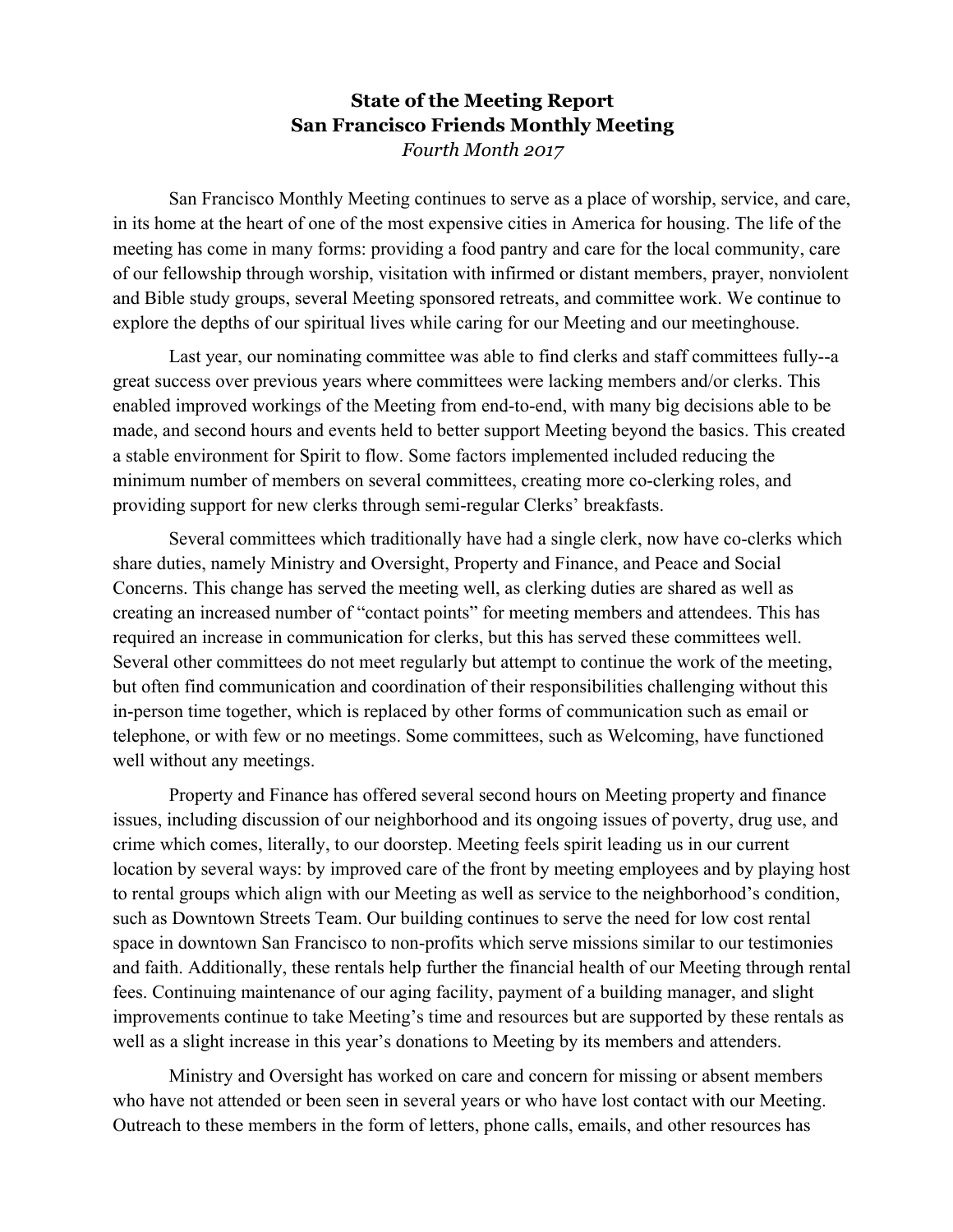**State of the Meeting Report**
**San Francisco Friends Monthly Meeting**
*Fourth Month 2017*

San Francisco Monthly Meeting continues to serve as a place of worship, service, and care, in its home at the heart of one of the most expensive cities in America for housing. The life of the meeting has come in many forms: providing a food pantry and care for the local community, care of our fellowship through worship, visitation with infirmed or distant members, prayer, nonviolent and Bible study groups, several Meeting sponsored retreats, and committee work. We continue to explore the depths of our spiritual lives while caring for our Meeting and our meetinghouse.

Last year, our nominating committee was able to find clerks and staff committees fully--a great success over previous years where committees were lacking members and/or clerks. This enabled improved workings of the Meeting from end-to-end, with many big decisions able to be made, and second hours and events held to better support Meeting beyond the basics. This created a stable environment for Spirit to flow. Some factors implemented included reducing the minimum number of members on several committees, creating more co-clerking roles, and providing support for new clerks through semi-regular Clerks' breakfasts.

Several committees which traditionally have had a single clerk, now have co-clerks which share duties, namely Ministry and Oversight, Property and Finance, and Peace and Social Concerns. This change has served the meeting well, as clerking duties are shared as well as creating an increased number of "contact points" for meeting members and attendees. This has required an increase in communication for clerks, but this has served these committees well. Several other committees do not meet regularly but attempt to continue the work of the meeting, but often find communication and coordination of their responsibilities challenging without this in-person time together, which is replaced by other forms of communication such as email or telephone, or with few or no meetings. Some committees, such as Welcoming, have functioned well without any meetings.

Property and Finance has offered several second hours on Meeting property and finance issues, including discussion of our neighborhood and its ongoing issues of poverty, drug use, and crime which comes, literally, to our doorstep. Meeting feels spirit leading us in our current location by several ways: by improved care of the front by meeting employees and by playing host to rental groups which align with our Meeting as well as service to the neighborhood's condition, such as Downtown Streets Team. Our building continues to serve the need for low cost rental space in downtown San Francisco to non-profits which serve missions similar to our testimonies and faith. Additionally, these rentals help further the financial health of our Meeting through rental fees. Continuing maintenance of our aging facility, payment of a building manager, and slight improvements continue to take Meeting's time and resources but are supported by these rentals as well as a slight increase in this year's donations to Meeting by its members and attenders.

Ministry and Oversight has worked on care and concern for missing or absent members who have not attended or been seen in several years or who have lost contact with our Meeting. Outreach to these members in the form of letters, phone calls, emails, and other resources has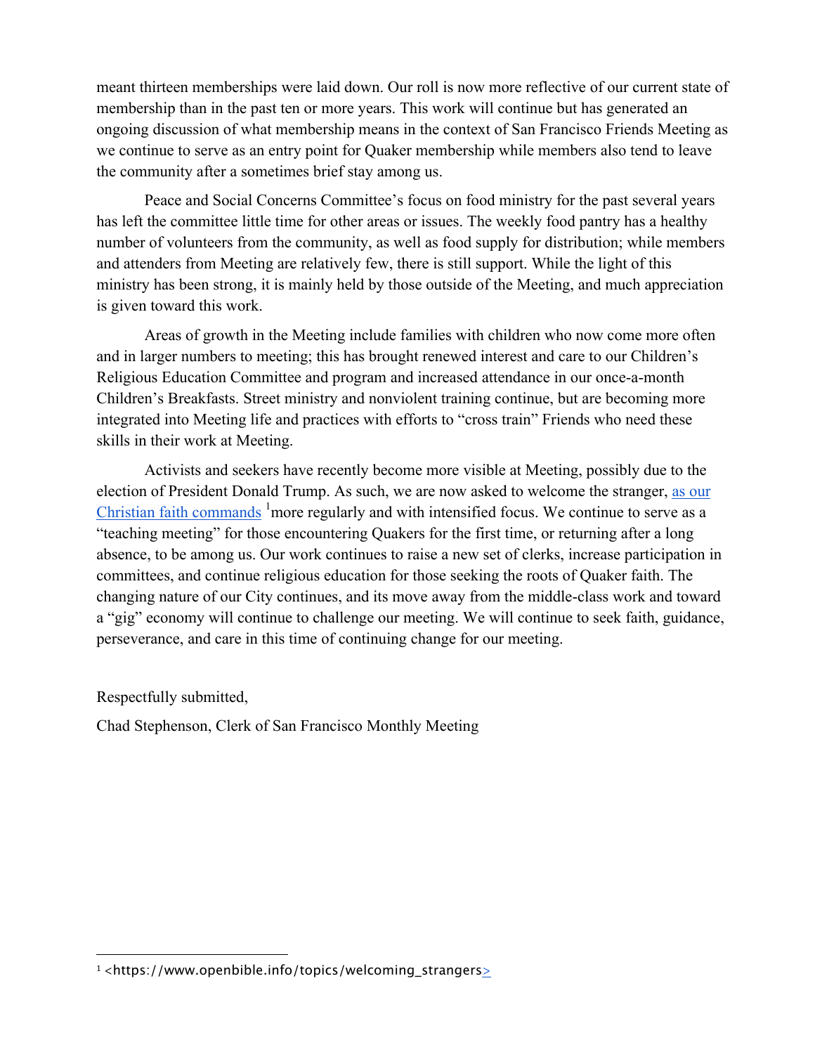meant thirteen memberships were laid down. Our roll is now more reflective of our current state of membership than in the past ten or more years. This work will continue but has generated an ongoing discussion of what membership means in the context of San Francisco Friends Meeting as we continue to serve as an entry point for Quaker membership while members also tend to leave the community after a sometimes brief stay among us.

Peace and Social Concerns Committee's focus on food ministry for the past several years has left the committee little time for other areas or issues. The weekly food pantry has a healthy number of volunteers from the community, as well as food supply for distribution; while members and attenders from Meeting are relatively few, there is still support. While the light of this ministry has been strong, it is mainly held by those outside of the Meeting, and much appreciation is given toward this work.

Areas of growth in the Meeting include families with children who now come more often and in larger numbers to meeting; this has brought renewed interest and care to our Children's Religious Education Committee and program and increased attendance in our once-a-month Children's Breakfasts. Street ministry and nonviolent training continue, but are becoming more integrated into Meeting life and practices with efforts to "cross train" Friends who need these skills in their work at Meeting.

Activists and seekers have recently become more visible at Meeting, possibly due to the election of President Donald Trump. As such, we are now asked to welcome the stranger, as our Christian faith commands [1] more regularly and with intensified focus. We continue to serve as a "teaching meeting" for those encountering Quakers for the first time, or returning after a long absence, to be among us. Our work continues to raise a new set of clerks, increase participation in committees, and continue religious education for those seeking the roots of Quaker faith. The changing nature of our City continues, and its move away from the middle-class work and toward a "gig" economy will continue to challenge our meeting. We will continue to seek faith, guidance, perseverance, and care in this time of continuing change for our meeting.

Respectfully submitted,

Chad Stephenson, Clerk of San Francisco Monthly Meeting

---

[1] <https://www.openbible.info/topics/welcoming_strangers>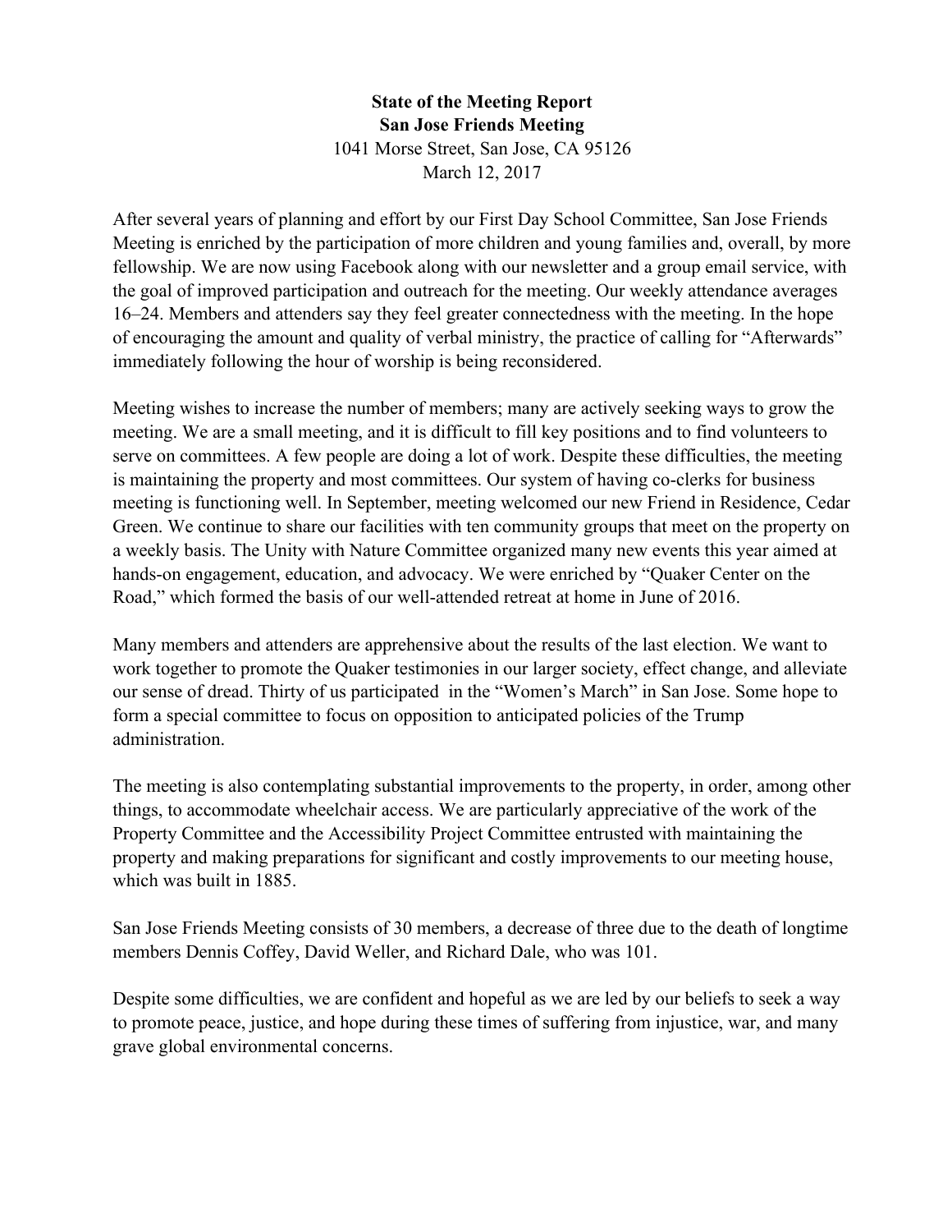**State of the Meeting Report**
**San Jose Friends Meeting**
1041 Morse Street, San Jose, CA 95126
March 12, 2017

After several years of planning and effort by our First Day School Committee, San Jose Friends Meeting is enriched by the participation of more children and young families and, overall, by more fellowship. We are now using Facebook along with our newsletter and a group email service, with the goal of improved participation and outreach for the meeting. Our weekly attendance averages 16–24. Members and attenders say they feel greater connectedness with the meeting. In the hope of encouraging the amount and quality of verbal ministry, the practice of calling for "Afterwards" immediately following the hour of worship is being reconsidered.

Meeting wishes to increase the number of members; many are actively seeking ways to grow the meeting. We are a small meeting, and it is difficult to fill key positions and to find volunteers to serve on committees. A few people are doing a lot of work. Despite these difficulties, the meeting is maintaining the property and most committees. Our system of having co-clerks for business meeting is functioning well. In September, meeting welcomed our new Friend in Residence, Cedar Green. We continue to share our facilities with ten community groups that meet on the property on a weekly basis. The Unity with Nature Committee organized many new events this year aimed at hands-on engagement, education, and advocacy. We were enriched by "Quaker Center on the Road," which formed the basis of our well-attended retreat at home in June of 2016.

Many members and attenders are apprehensive about the results of the last election. We want to work together to promote the Quaker testimonies in our larger society, effect change, and alleviate our sense of dread. Thirty of us participated in the "Women's March" in San Jose. Some hope to form a special committee to focus on opposition to anticipated policies of the Trump administration.

The meeting is also contemplating substantial improvements to the property, in order, among other things, to accommodate wheelchair access. We are particularly appreciative of the work of the Property Committee and the Accessibility Project Committee entrusted with maintaining the property and making preparations for significant and costly improvements to our meeting house, which was built in 1885.

San Jose Friends Meeting consists of 30 members, a decrease of three due to the death of longtime members Dennis Coffey, David Weller, and Richard Dale, who was 101.

Despite some difficulties, we are confident and hopeful as we are led by our beliefs to seek a way to promote peace, justice, and hope during these times of suffering from injustice, war, and many grave global environmental concerns.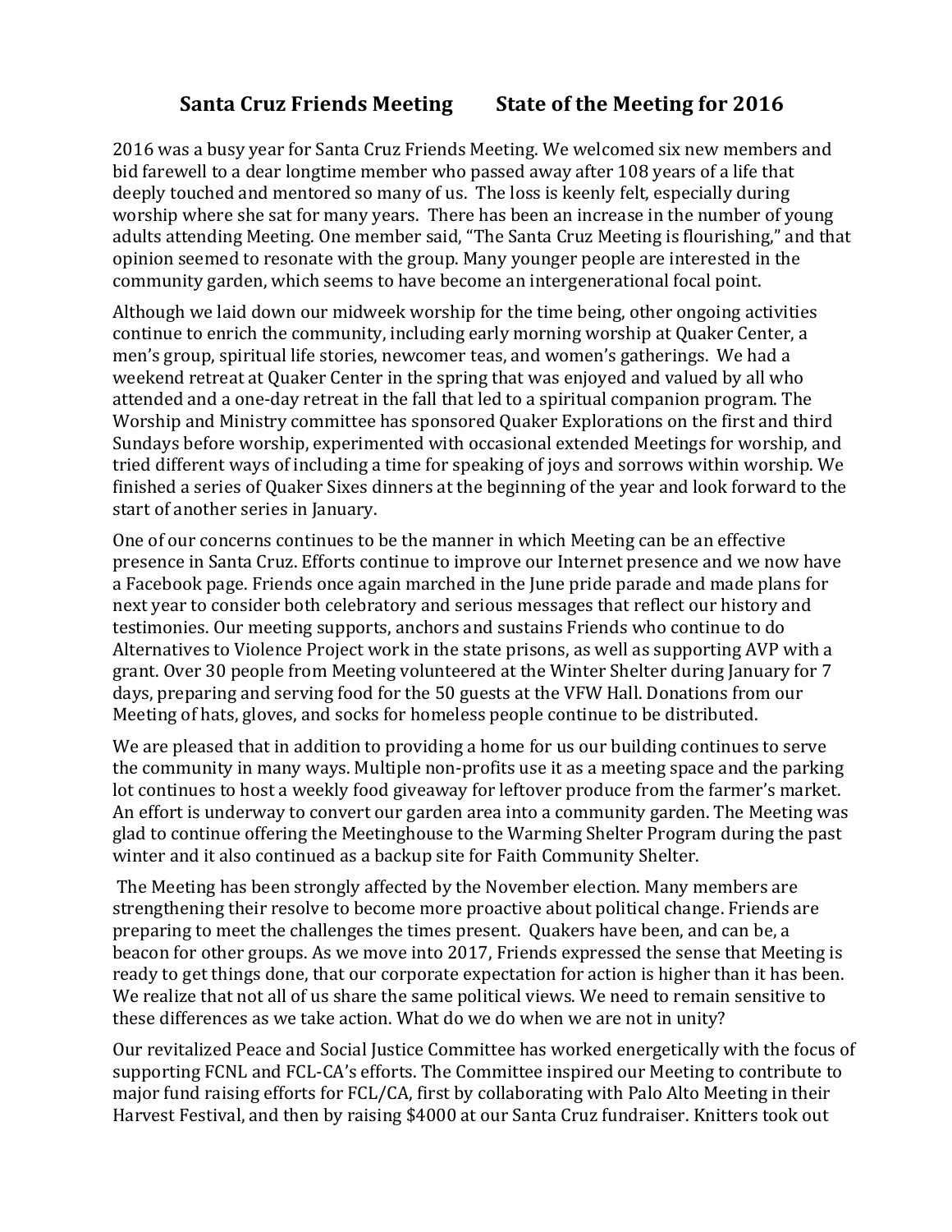## Santa Cruz Friends Meeting        State of the Meeting for 2016

2016 was a busy year for Santa Cruz Friends Meeting. We welcomed six new members and bid farewell to a dear longtime member who passed away after 108 years of a life that deeply touched and mentored so many of us. The loss is keenly felt, especially during worship where she sat for many years. There has been an increase in the number of young adults attending Meeting. One member said, "The Santa Cruz Meeting is flourishing," and that opinion seemed to resonate with the group. Many younger people are interested in the community garden, which seems to have become an intergenerational focal point.

Although we laid down our midweek worship for the time being, other ongoing activities continue to enrich the community, including early morning worship at Quaker Center, a men's group, spiritual life stories, newcomer teas, and women's gatherings. We had a weekend retreat at Quaker Center in the spring that was enjoyed and valued by all who attended and a one-day retreat in the fall that led to a spiritual companion program. The Worship and Ministry committee has sponsored Quaker Explorations on the first and third Sundays before worship, experimented with occasional extended Meetings for worship, and tried different ways of including a time for speaking of joys and sorrows within worship. We finished a series of Quaker Sixes dinners at the beginning of the year and look forward to the start of another series in January.

One of our concerns continues to be the manner in which Meeting can be an effective presence in Santa Cruz. Efforts continue to improve our Internet presence and we now have a Facebook page. Friends once again marched in the June pride parade and made plans for next year to consider both celebratory and serious messages that reflect our history and testimonies. Our meeting supports, anchors and sustains Friends who continue to do Alternatives to Violence Project work in the state prisons, as well as supporting AVP with a grant. Over 30 people from Meeting volunteered at the Winter Shelter during January for 7 days, preparing and serving food for the 50 guests at the VFW Hall. Donations from our Meeting of hats, gloves, and socks for homeless people continue to be distributed.

We are pleased that in addition to providing a home for us our building continues to serve the community in many ways. Multiple non-profits use it as a meeting space and the parking lot continues to host a weekly food giveaway for leftover produce from the farmer's market. An effort is underway to convert our garden area into a community garden. The Meeting was glad to continue offering the Meetinghouse to the Warming Shelter Program during the past winter and it also continued as a backup site for Faith Community Shelter.

The Meeting has been strongly affected by the November election. Many members are strengthening their resolve to become more proactive about political change. Friends are preparing to meet the challenges the times present. Quakers have been, and can be, a beacon for other groups. As we move into 2017, Friends expressed the sense that Meeting is ready to get things done, that our corporate expectation for action is higher than it has been. We realize that not all of us share the same political views. We need to remain sensitive to these differences as we take action. What do we do when we are not in unity?

Our revitalized Peace and Social Justice Committee has worked energetically with the focus of supporting FCNL and FCL-CA's efforts. The Committee inspired our Meeting to contribute to major fund raising efforts for FCL/CA, first by collaborating with Palo Alto Meeting in their Harvest Festival, and then by raising $4000 at our Santa Cruz fundraiser. Knitters took out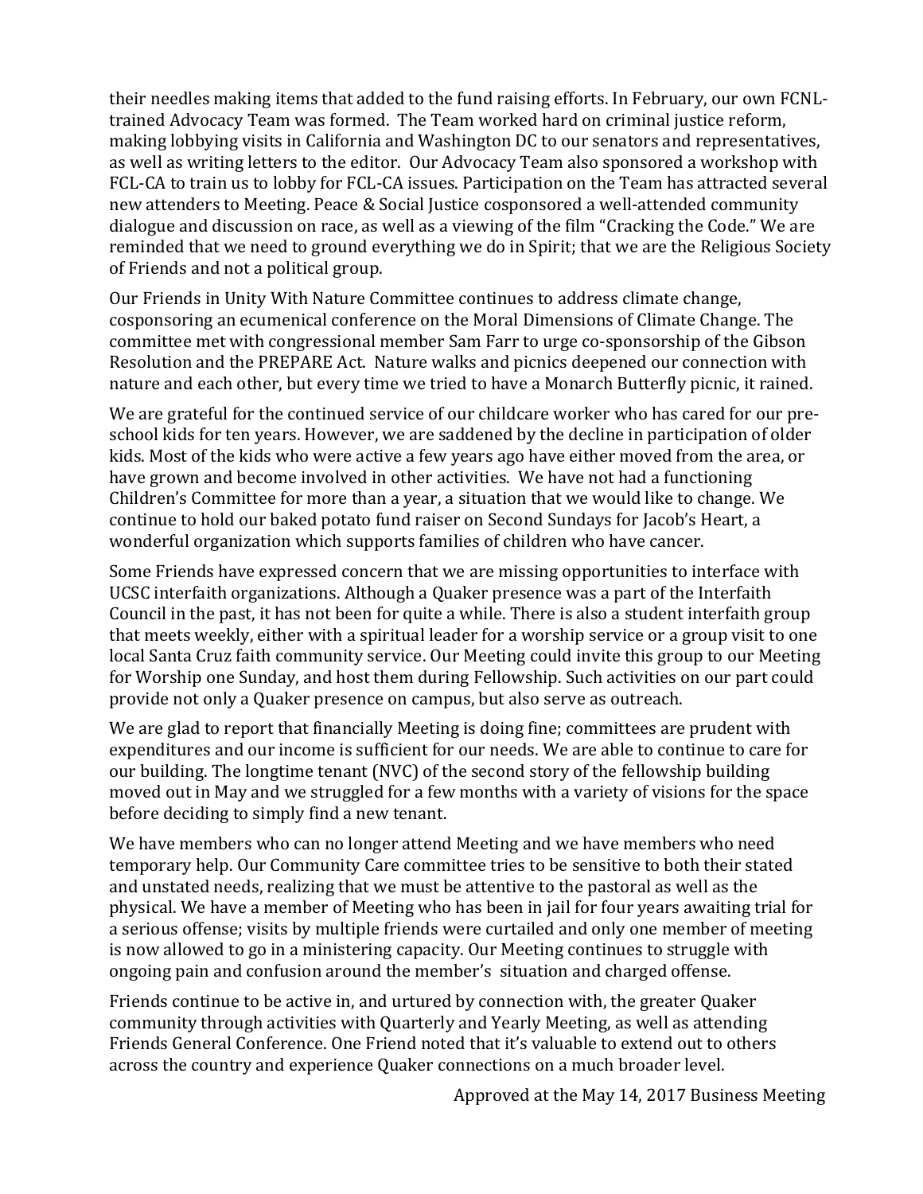their needles making items that added to the fund raising efforts. In February, our own FCNL-trained Advocacy Team was formed. The Team worked hard on criminal justice reform, making lobbying visits in California and Washington DC to our senators and representatives, as well as writing letters to the editor. Our Advocacy Team also sponsored a workshop with FCL-CA to train us to lobby for FCL-CA issues. Participation on the Team has attracted several new attenders to Meeting. Peace & Social Justice cosponsored a well-attended community dialogue and discussion on race, as well as a viewing of the film "Cracking the Code." We are reminded that we need to ground everything we do in Spirit; that we are the Religious Society of Friends and not a political group.

Our Friends in Unity With Nature Committee continues to address climate change, cosponsoring an ecumenical conference on the Moral Dimensions of Climate Change. The committee met with congressional member Sam Farr to urge co-sponsorship of the Gibson Resolution and the PREPARE Act. Nature walks and picnics deepened our connection with nature and each other, but every time we tried to have a Monarch Butterfly picnic, it rained.

We are grateful for the continued service of our childcare worker who has cared for our pre-school kids for ten years. However, we are saddened by the decline in participation of older kids. Most of the kids who were active a few years ago have either moved from the area, or have grown and become involved in other activities. We have not had a functioning Children's Committee for more than a year, a situation that we would like to change. We continue to hold our baked potato fund raiser on Second Sundays for Jacob's Heart, a wonderful organization which supports families of children who have cancer.

Some Friends have expressed concern that we are missing opportunities to interface with UCSC interfaith organizations. Although a Quaker presence was a part of the Interfaith Council in the past, it has not been for quite a while. There is also a student interfaith group that meets weekly, either with a spiritual leader for a worship service or a group visit to one local Santa Cruz faith community service. Our Meeting could invite this group to our Meeting for Worship one Sunday, and host them during Fellowship. Such activities on our part could provide not only a Quaker presence on campus, but also serve as outreach.

We are glad to report that financially Meeting is doing fine; committees are prudent with expenditures and our income is sufficient for our needs. We are able to continue to care for our building. The longtime tenant (NVC) of the second story of the fellowship building moved out in May and we struggled for a few months with a variety of visions for the space before deciding to simply find a new tenant.

We have members who can no longer attend Meeting and we have members who need temporary help. Our Community Care committee tries to be sensitive to both their stated and unstated needs, realizing that we must be attentive to the pastoral as well as the physical. We have a member of Meeting who has been in jail for four years awaiting trial for a serious offense; visits by multiple friends were curtailed and only one member of meeting is now allowed to go in a ministering capacity. Our Meeting continues to struggle with ongoing pain and confusion around the member's situation and charged offense.

Friends continue to be active in, and urtured by connection with, the greater Quaker community through activities with Quarterly and Yearly Meeting, as well as attending Friends General Conference. One Friend noted that it's valuable to extend out to others across the country and experience Quaker connections on a much broader level.

Approved at the May 14, 2017 Business Meeting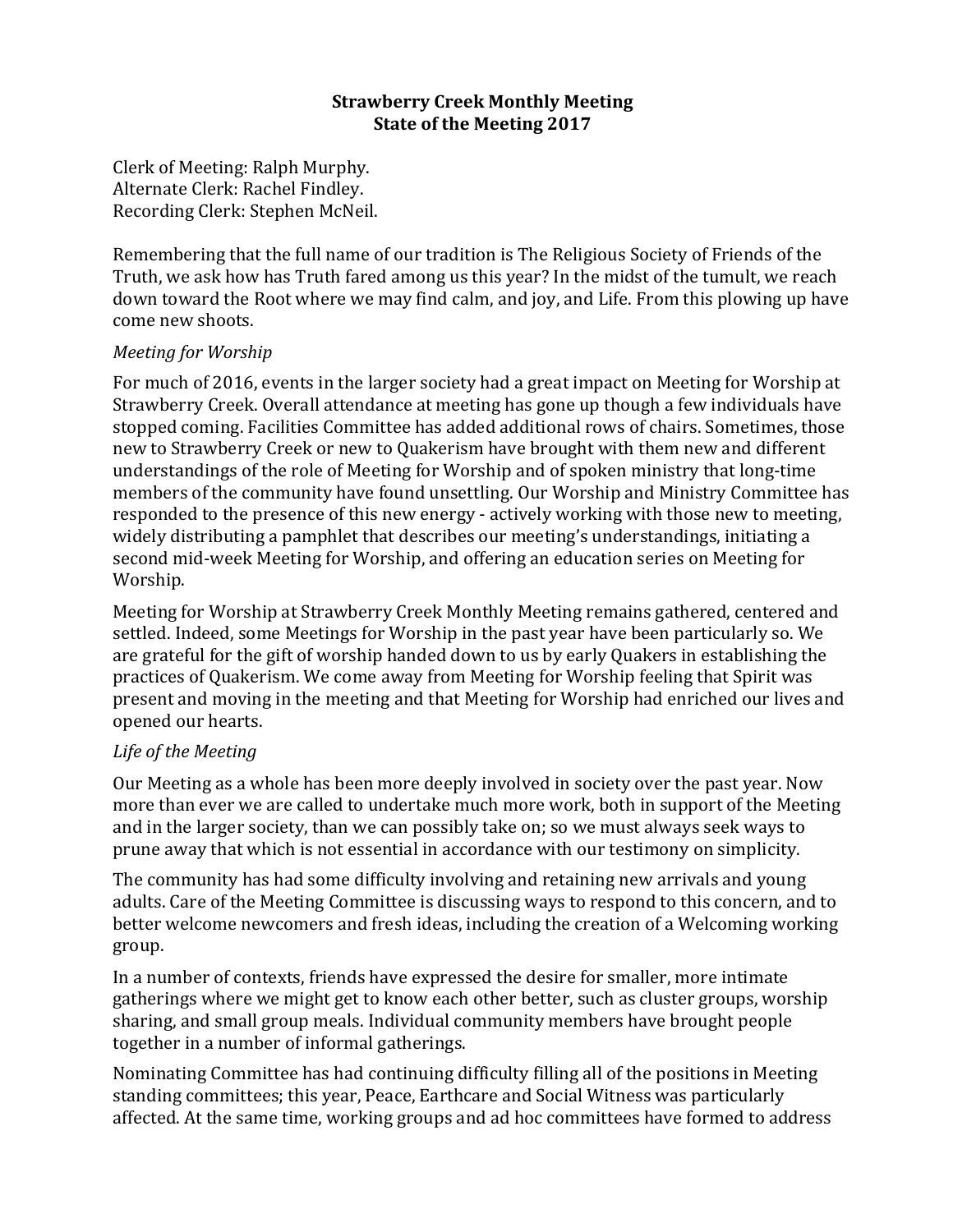**Strawberry Creek Monthly Meeting**
**State of the Meeting 2017**

Clerk of Meeting: Ralph Murphy.
Alternate Clerk: Rachel Findley.
Recording Clerk: Stephen McNeil.

Remembering that the full name of our tradition is The Religious Society of Friends of the Truth, we ask how has Truth fared among us this year? In the midst of the tumult, we reach down toward the Root where we may find calm, and joy, and Life. From this plowing up have come new shoots.

*Meeting for Worship*

For much of 2016, events in the larger society had a great impact on Meeting for Worship at Strawberry Creek. Overall attendance at meeting has gone up though a few individuals have stopped coming. Facilities Committee has added additional rows of chairs. Sometimes, those new to Strawberry Creek or new to Quakerism have brought with them new and different understandings of the role of Meeting for Worship and of spoken ministry that long-time members of the community have found unsettling. Our Worship and Ministry Committee has responded to the presence of this new energy - actively working with those new to meeting, widely distributing a pamphlet that describes our meeting's understandings, initiating a second mid-week Meeting for Worship, and offering an education series on Meeting for Worship.

Meeting for Worship at Strawberry Creek Monthly Meeting remains gathered, centered and settled. Indeed, some Meetings for Worship in the past year have been particularly so. We are grateful for the gift of worship handed down to us by early Quakers in establishing the practices of Quakerism. We come away from Meeting for Worship feeling that Spirit was present and moving in the meeting and that Meeting for Worship had enriched our lives and opened our hearts.

*Life of the Meeting*

Our Meeting as a whole has been more deeply involved in society over the past year. Now more than ever we are called to undertake much more work, both in support of the Meeting and in the larger society, than we can possibly take on; so we must always seek ways to prune away that which is not essential in accordance with our testimony on simplicity.

The community has had some difficulty involving and retaining new arrivals and young adults. Care of the Meeting Committee is discussing ways to respond to this concern, and to better welcome newcomers and fresh ideas, including the creation of a Welcoming working group.

In a number of contexts, friends have expressed the desire for smaller, more intimate gatherings where we might get to know each other better, such as cluster groups, worship sharing, and small group meals. Individual community members have brought people together in a number of informal gatherings.

Nominating Committee has had continuing difficulty filling all of the positions in Meeting standing committees; this year, Peace, Earthcare and Social Witness was particularly affected. At the same time, working groups and ad hoc committees have formed to address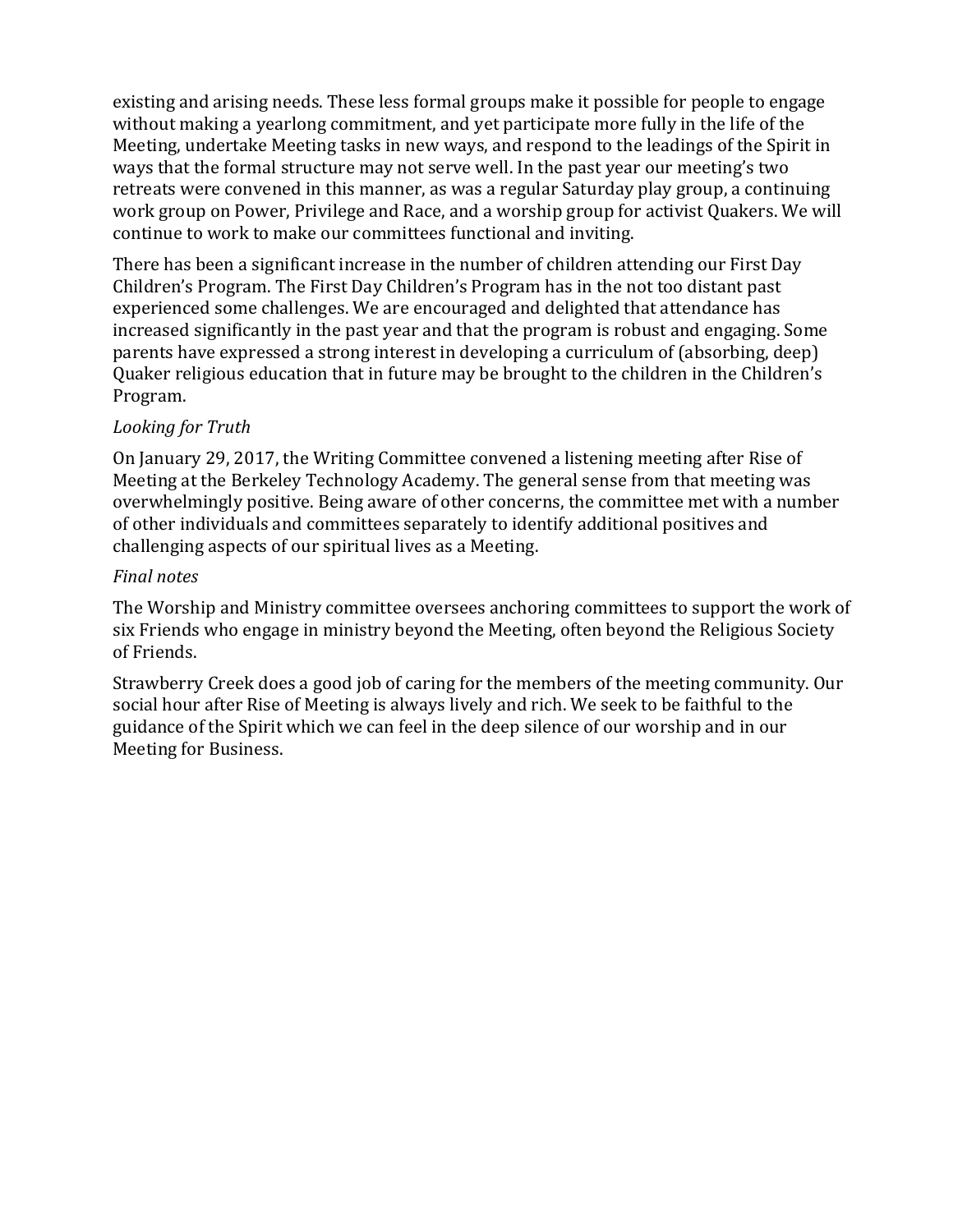existing and arising needs. These less formal groups make it possible for people to engage without making a yearlong commitment, and yet participate more fully in the life of the Meeting, undertake Meeting tasks in new ways, and respond to the leadings of the Spirit in ways that the formal structure may not serve well. In the past year our meeting's two retreats were convened in this manner, as was a regular Saturday play group, a continuing work group on Power, Privilege and Race, and a worship group for activist Quakers. We will continue to work to make our committees functional and inviting.

There has been a significant increase in the number of children attending our First Day Children's Program. The First Day Children's Program has in the not too distant past experienced some challenges. We are encouraged and delighted that attendance has increased significantly in the past year and that the program is robust and engaging. Some parents have expressed a strong interest in developing a curriculum of (absorbing, deep) Quaker religious education that in future may be brought to the children in the Children's Program.

*Looking for Truth*

On January 29, 2017, the Writing Committee convened a listening meeting after Rise of Meeting at the Berkeley Technology Academy. The general sense from that meeting was overwhelmingly positive. Being aware of other concerns, the committee met with a number of other individuals and committees separately to identify additional positives and challenging aspects of our spiritual lives as a Meeting.

*Final notes*

The Worship and Ministry committee oversees anchoring committees to support the work of six Friends who engage in ministry beyond the Meeting, often beyond the Religious Society of Friends.

Strawberry Creek does a good job of caring for the members of the meeting community. Our social hour after Rise of Meeting is always lively and rich. We seek to be faithful to the guidance of the Spirit which we can feel in the deep silence of our worship and in our Meeting for Business.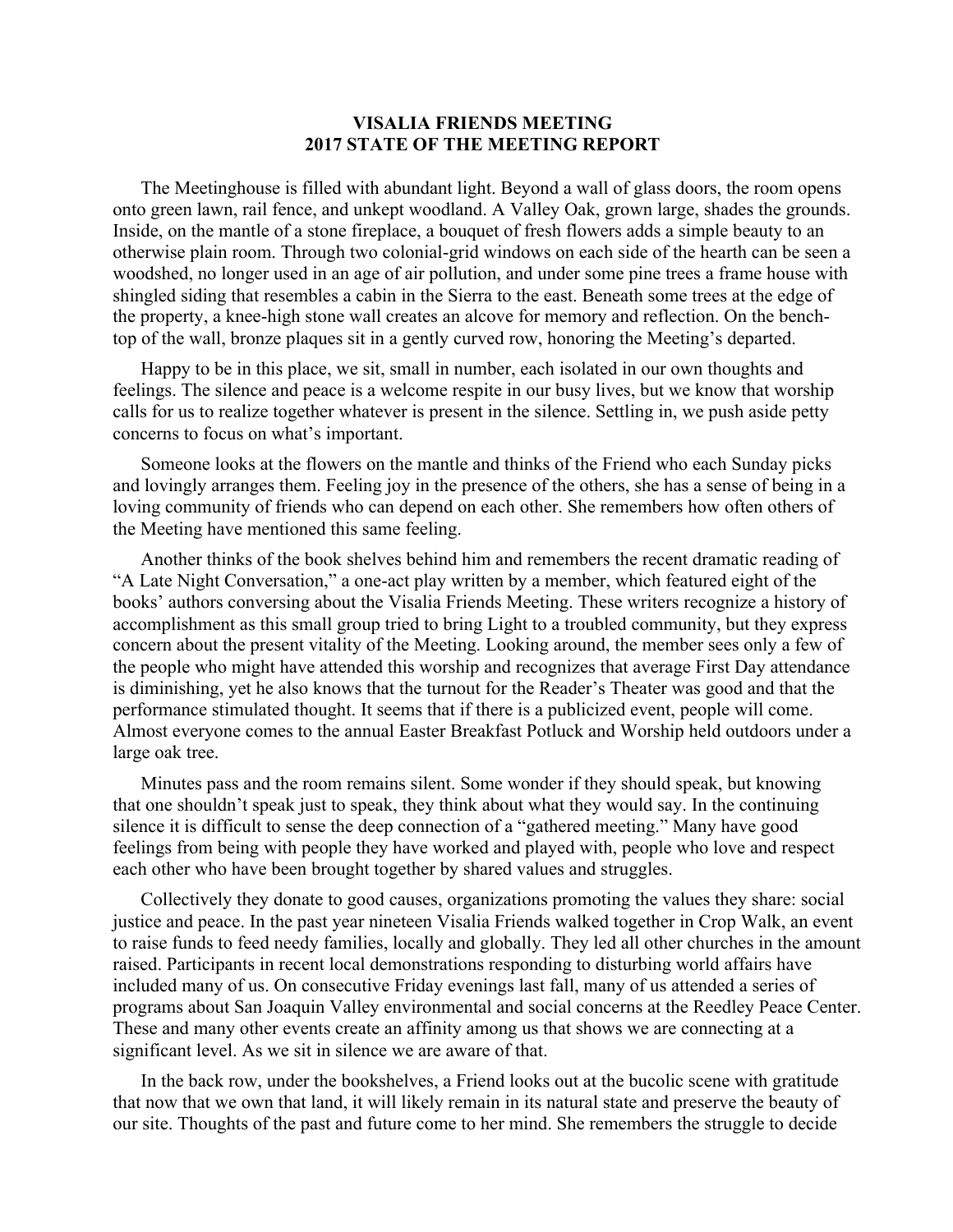# VISALIA FRIENDS MEETING
# 2017 STATE OF THE MEETING REPORT

The Meetinghouse is filled with abundant light. Beyond a wall of glass doors, the room opens onto green lawn, rail fence, and unkept woodland. A Valley Oak, grown large, shades the grounds. Inside, on the mantle of a stone fireplace, a bouquet of fresh flowers adds a simple beauty to an otherwise plain room. Through two colonial-grid windows on each side of the hearth can be seen a woodshed, no longer used in an age of air pollution, and under some pine trees a frame house with shingled siding that resembles a cabin in the Sierra to the east. Beneath some trees at the edge of the property, a knee-high stone wall creates an alcove for memory and reflection. On the bench-top of the wall, bronze plaques sit in a gently curved row, honoring the Meeting's departed.

Happy to be in this place, we sit, small in number, each isolated in our own thoughts and feelings. The silence and peace is a welcome respite in our busy lives, but we know that worship calls for us to realize together whatever is present in the silence. Settling in, we push aside petty concerns to focus on what's important.

Someone looks at the flowers on the mantle and thinks of the Friend who each Sunday picks and lovingly arranges them. Feeling joy in the presence of the others, she has a sense of being in a loving community of friends who can depend on each other. She remembers how often others of the Meeting have mentioned this same feeling.

Another thinks of the book shelves behind him and remembers the recent dramatic reading of "A Late Night Conversation," a one-act play written by a member, which featured eight of the books' authors conversing about the Visalia Friends Meeting. These writers recognize a history of accomplishment as this small group tried to bring Light to a troubled community, but they express concern about the present vitality of the Meeting. Looking around, the member sees only a few of the people who might have attended this worship and recognizes that average First Day attendance is diminishing, yet he also knows that the turnout for the Reader's Theater was good and that the performance stimulated thought. It seems that if there is a publicized event, people will come. Almost everyone comes to the annual Easter Breakfast Potluck and Worship held outdoors under a large oak tree.

Minutes pass and the room remains silent. Some wonder if they should speak, but knowing that one shouldn't speak just to speak, they think about what they would say. In the continuing silence it is difficult to sense the deep connection of a "gathered meeting." Many have good feelings from being with people they have worked and played with, people who love and respect each other who have been brought together by shared values and struggles.

Collectively they donate to good causes, organizations promoting the values they share: social justice and peace. In the past year nineteen Visalia Friends walked together in Crop Walk, an event to raise funds to feed needy families, locally and globally. They led all other churches in the amount raised. Participants in recent local demonstrations responding to disturbing world affairs have included many of us. On consecutive Friday evenings last fall, many of us attended a series of programs about San Joaquin Valley environmental and social concerns at the Reedley Peace Center. These and many other events create an affinity among us that shows we are connecting at a significant level. As we sit in silence we are aware of that.

In the back row, under the bookshelves, a Friend looks out at the bucolic scene with gratitude that now that we own that land, it will likely remain in its natural state and preserve the beauty of our site. Thoughts of the past and future come to her mind. She remembers the struggle to decide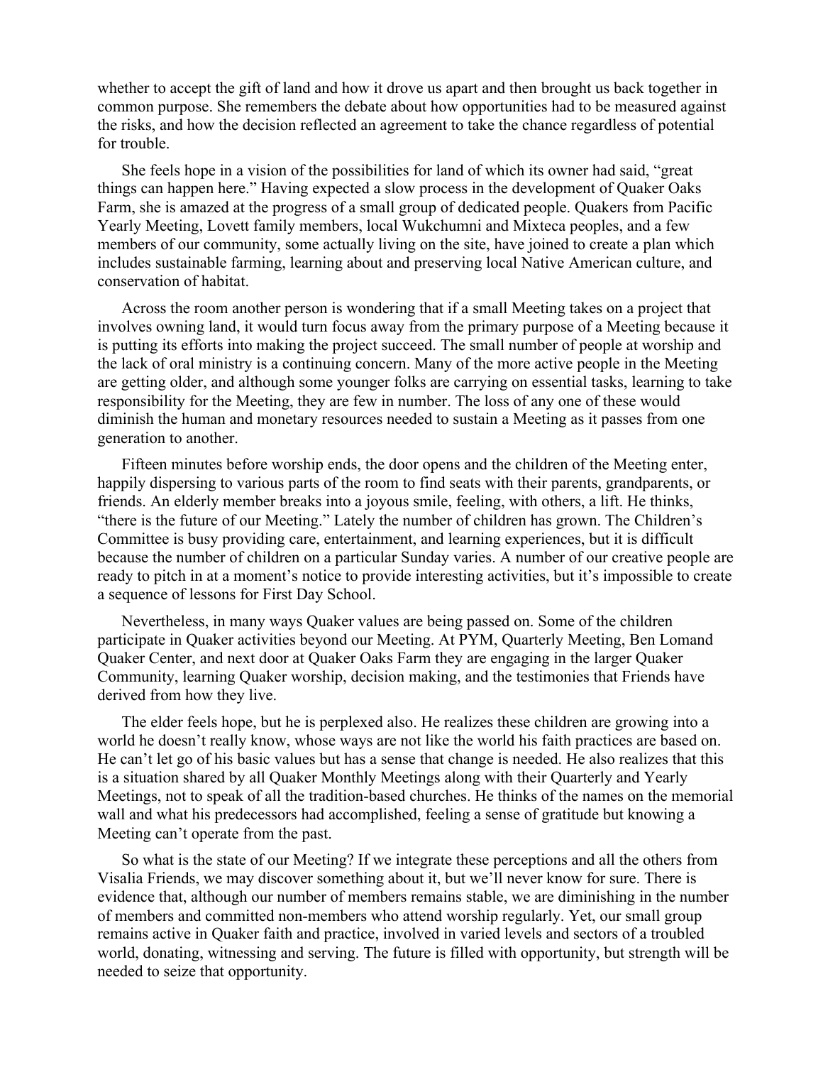whether to accept the gift of land and how it drove us apart and then brought us back together in common purpose. She remembers the debate about how opportunities had to be measured against the risks, and how the decision reflected an agreement to take the chance regardless of potential for trouble.

She feels hope in a vision of the possibilities for land of which its owner had said, "great things can happen here." Having expected a slow process in the development of Quaker Oaks Farm, she is amazed at the progress of a small group of dedicated people. Quakers from Pacific Yearly Meeting, Lovett family members, local Wukchumni and Mixteca peoples, and a few members of our community, some actually living on the site, have joined to create a plan which includes sustainable farming, learning about and preserving local Native American culture, and conservation of habitat.

Across the room another person is wondering that if a small Meeting takes on a project that involves owning land, it would turn focus away from the primary purpose of a Meeting because it is putting its efforts into making the project succeed. The small number of people at worship and the lack of oral ministry is a continuing concern. Many of the more active people in the Meeting are getting older, and although some younger folks are carrying on essential tasks, learning to take responsibility for the Meeting, they are few in number. The loss of any one of these would diminish the human and monetary resources needed to sustain a Meeting as it passes from one generation to another.

Fifteen minutes before worship ends, the door opens and the children of the Meeting enter, happily dispersing to various parts of the room to find seats with their parents, grandparents, or friends. An elderly member breaks into a joyous smile, feeling, with others, a lift. He thinks, "there is the future of our Meeting." Lately the number of children has grown. The Children's Committee is busy providing care, entertainment, and learning experiences, but it is difficult because the number of children on a particular Sunday varies. A number of our creative people are ready to pitch in at a moment's notice to provide interesting activities, but it's impossible to create a sequence of lessons for First Day School.

Nevertheless, in many ways Quaker values are being passed on. Some of the children participate in Quaker activities beyond our Meeting. At PYM, Quarterly Meeting, Ben Lomand Quaker Center, and next door at Quaker Oaks Farm they are engaging in the larger Quaker Community, learning Quaker worship, decision making, and the testimonies that Friends have derived from how they live.

The elder feels hope, but he is perplexed also. He realizes these children are growing into a world he doesn't really know, whose ways are not like the world his faith practices are based on. He can't let go of his basic values but has a sense that change is needed. He also realizes that this is a situation shared by all Quaker Monthly Meetings along with their Quarterly and Yearly Meetings, not to speak of all the tradition-based churches. He thinks of the names on the memorial wall and what his predecessors had accomplished, feeling a sense of gratitude but knowing a Meeting can't operate from the past.

So what is the state of our Meeting? If we integrate these perceptions and all the others from Visalia Friends, we may discover something about it, but we'll never know for sure. There is evidence that, although our number of members remains stable, we are diminishing in the number of members and committed non-members who attend worship regularly. Yet, our small group remains active in Quaker faith and practice, involved in varied levels and sectors of a troubled world, donating, witnessing and serving. The future is filled with opportunity, but strength will be needed to seize that opportunity.